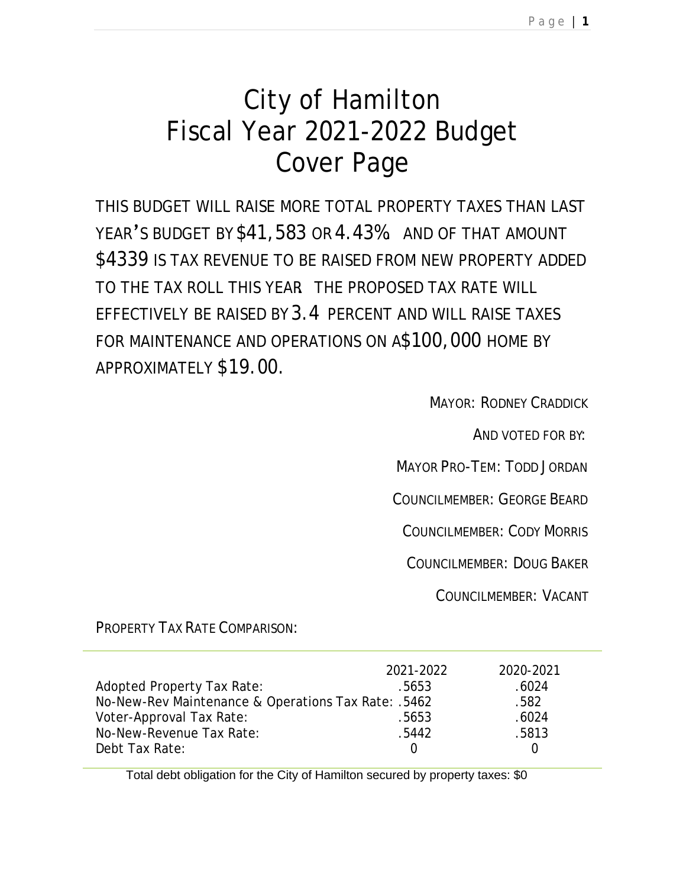# City of Hamilton Fiscal Year 2021-2022 Budget Cover Page

THIS BUDGET WILL RAISE MORE TOTAL PROPERTY TAXES THAN LAST YEAR'S BUDGET BY $41,583 OR 4.43% AND OF THAT AMOUNT $4339 IS TAX REVENUE TO BE RAISED FROM NEW PROPERTY ADDED TO THE TAX ROLL THIS YEAR THE PROPOSED TAX RATE WILL EFFECTIVELY BE RAISED BY 3.4 PERCENT AND WILL RAISE TAXES FOR MAINTENANCE AND OPERATIONS ON A $100,000 HOME BY APPROXIMATELY $19.00.

MAYOR: RODNEY CRADDICK

AND VOTED FOR BY:

MAYOR PRO-TEM: TODD JORDAN

COUNCILMEMBER: GEORGE BEARD

COUNCILMEMBER: CODY MORRIS

COUNCILMEMBER: DOUG BAKER

COUNCILMEMBER: VACANT

PROPERTY TAX RATE COMPARISON:

| | 2021-2022 | 2020-2021 |
|---|---|---|
| Adopted Property Tax Rate: | .5653 | .6024 |
| No-New-Rev Maintenance & Operations Tax Rate: | .5462 | .582 |
| Voter-Approval Tax Rate: | .5653 | .6024 |
| No-New-Revenue Tax Rate: | .5442 | .5813 |
| Debt Tax Rate: | 0 | 0 |

Total debt obligation for the City of Hamilton secured by property taxes: $0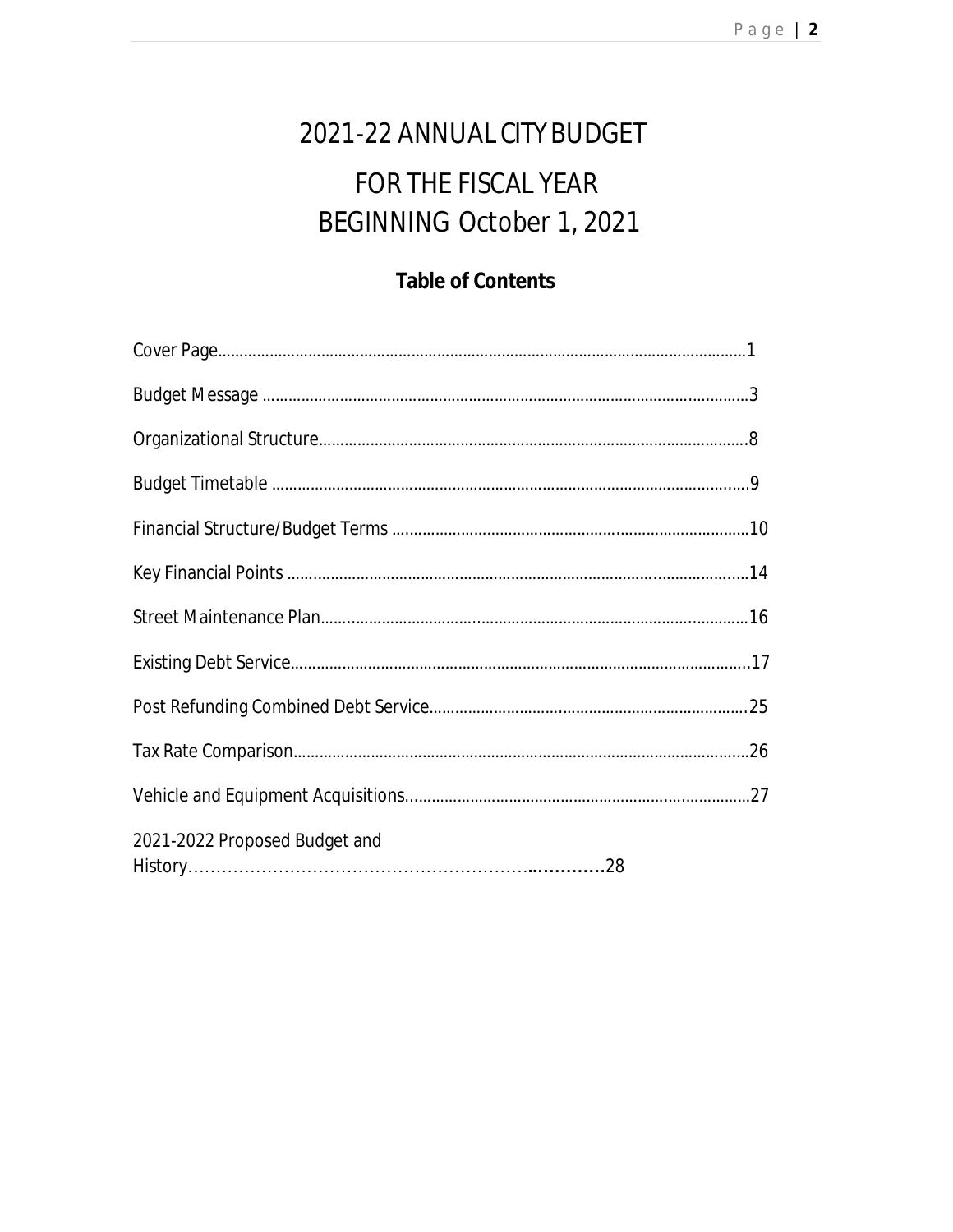# 2021-22 ANNUAL CITY BUDGET

# FOR THE FISCAL YEAR BEGINNING October 1, 2021

## Table of Contents

Cover Page........................................................................................................1

Budget Message ................................................................................................3

Organizational Structure....................................................................................8

Budget Timetable ..............................................................................................9

Financial Structure/Budget Terms ...................................................................10

Key Financial Points .........................................................................................14

Street Maintenance Plan...................................................................................16

Existing Debt Service........................................................................................17

Post Refunding Combined Debt Service...........................................................25

Tax Rate Comparison........................................................................................26

Vehicle and Equipment Acquisitions.................................................................27

2021-2022 Proposed Budget and History.........................................................28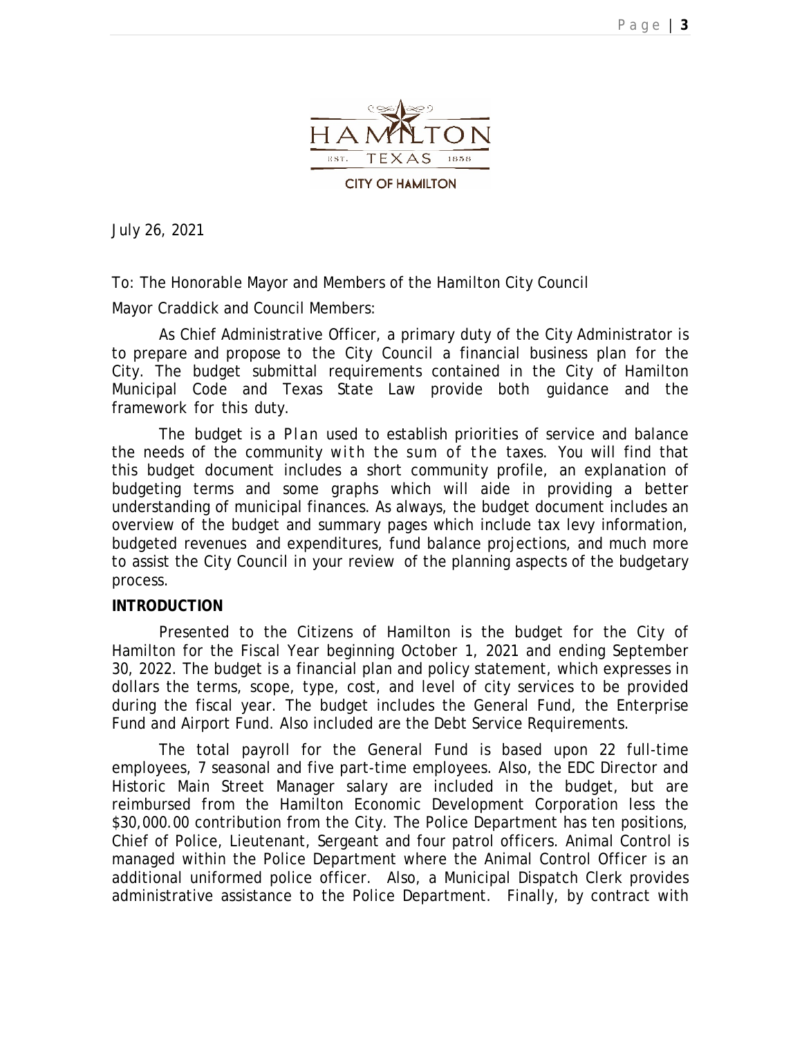July 26, 2021

To: The Honorable Mayor and Members of the Hamilton City Council

Mayor Craddick and Council Members:

As Chief Administrative Officer, a primary duty of the City Administrator is to prepare and propose to the City Council a financial business plan for the City. The budget submittal requirements contained in the City of Hamilton Municipal Code and Texas State Law provide both guidance and the framework for this duty.

The budget is a *Plan* used to establish priorities of service and balance the needs of the community *with the sum of the* taxes. You will find that this budget document includes a short community profile, an explanation of budgeting terms and some graphs which will aide in providing a better understanding of municipal finances. As always, the budget document includes an overview of the budget and summary pages which include tax levy information, budgeted revenues and expenditures, fund balance projections, and much more to assist the City Council in your review of the planning aspects of the budgetary process.

**INTRODUCTION**

Presented to the Citizens of Hamilton is the budget for the City of Hamilton for the Fiscal Year beginning October 1, 2021 and ending September 30, 2022. The budget is a financial plan and policy statement, which expresses in dollars the terms, scope, type, cost, and level of city services to be provided during the fiscal year. The budget includes the General Fund, the Enterprise Fund and Airport Fund. Also included are the Debt Service Requirements.

The total payroll for the General Fund is based upon 22 full-time employees, 7 seasonal and five part-time employees. Also, the EDC Director and Historic Main Street Manager salary are included in the budget, but are reimbursed from the Hamilton Economic Development Corporation less the $30,000.00 contribution from the City. The Police Department has ten positions, Chief of Police, Lieutenant, Sergeant and four patrol officers. Animal Control is managed within the Police Department where the Animal Control Officer is an additional uniformed police officer. Also, a Municipal Dispatch Clerk provides administrative assistance to the Police Department. Finally, by contract with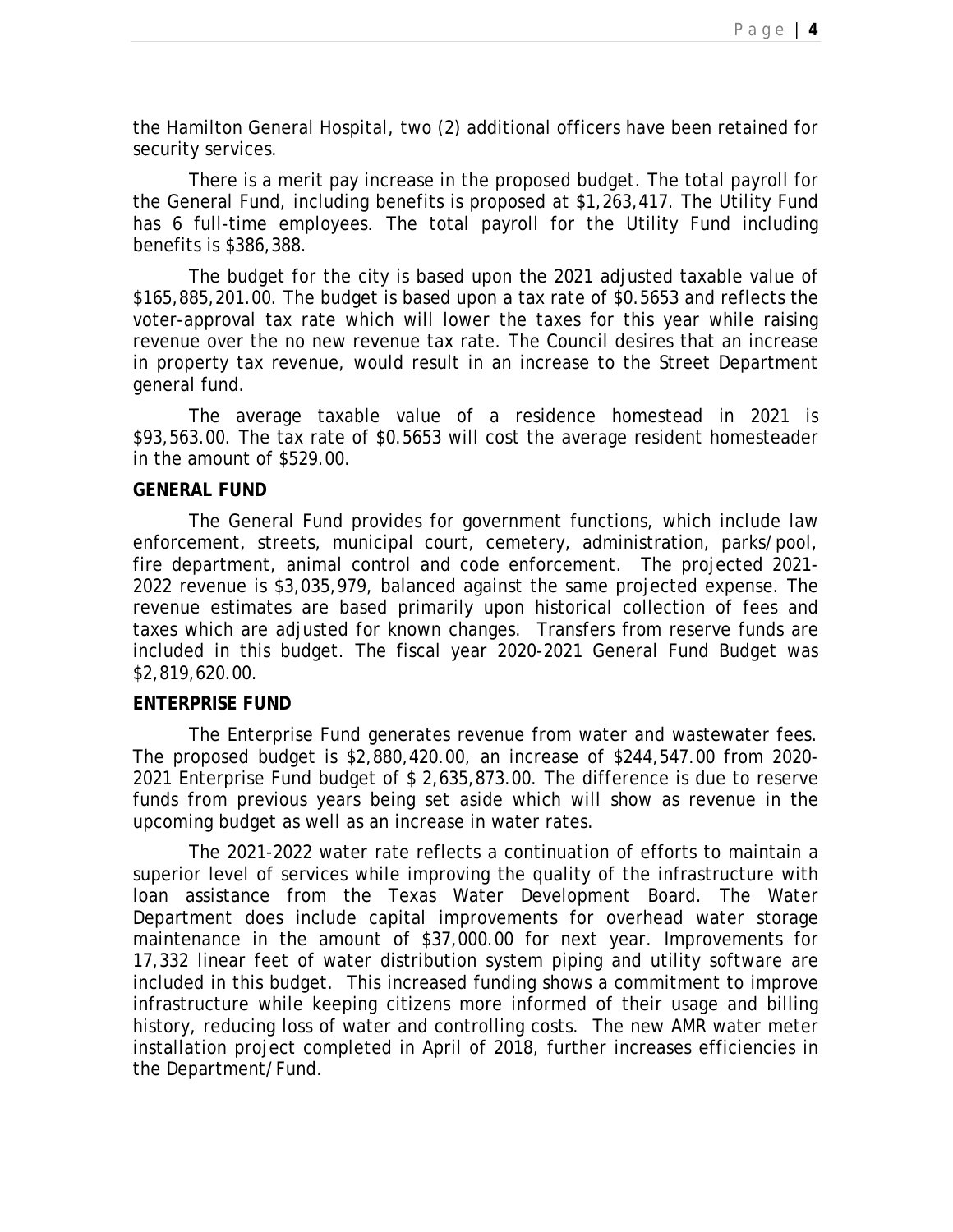the Hamilton General Hospital, two (2) additional officers have been retained for security services.

There is a merit pay increase in the proposed budget. The total payroll for the General Fund, including benefits is proposed at $1,263,417. The Utility Fund has 6 full-time employees. The total payroll for the Utility Fund including benefits is $386,388.

The budget for the city is based upon the 2021 adjusted taxable value of $165,885,201.00. The budget is based upon a tax rate of $0.5653 and reflects the voter-approval tax rate which will lower the taxes for this year while raising revenue over the no new revenue tax rate. The Council desires that an increase in property tax revenue, would result in an increase to the Street Department general fund.

The average taxable value of a residence homestead in 2021 is $93,563.00. The tax rate of $0.5653 will cost the average resident homesteader in the amount of $529.00.

**GENERAL FUND**

The General Fund provides for government functions, which include law enforcement, streets, municipal court, cemetery, administration, parks/pool, fire department, animal control and code enforcement. The projected 2021-2022 revenue is $3,035,979, balanced against the same projected expense. The revenue estimates are based primarily upon historical collection of fees and taxes which are adjusted for known changes. Transfers from reserve funds are included in this budget. The fiscal year 2020-2021 General Fund Budget was $2,819,620.00.

**ENTERPRISE FUND**

The Enterprise Fund generates revenue from water and wastewater fees. The proposed budget is $2,880,420.00, an increase of $244,547.00 from 2020-2021 Enterprise Fund budget of $ 2,635,873.00. The difference is due to reserve funds from previous years being set aside which will show as revenue in the upcoming budget as well as an increase in water rates.

The 2021-2022 water rate reflects a continuation of efforts to maintain a superior level of services while improving the quality of the infrastructure with loan assistance from the Texas Water Development Board. The Water Department does include capital improvements for overhead water storage maintenance in the amount of $37,000.00 for next year. Improvements for 17,332 linear feet of water distribution system piping and utility software are included in this budget. This increased funding shows a commitment to improve infrastructure while keeping citizens more informed of their usage and billing history, reducing loss of water and controlling costs. The new AMR water meter installation project completed in April of 2018, further increases efficiencies in the Department/Fund.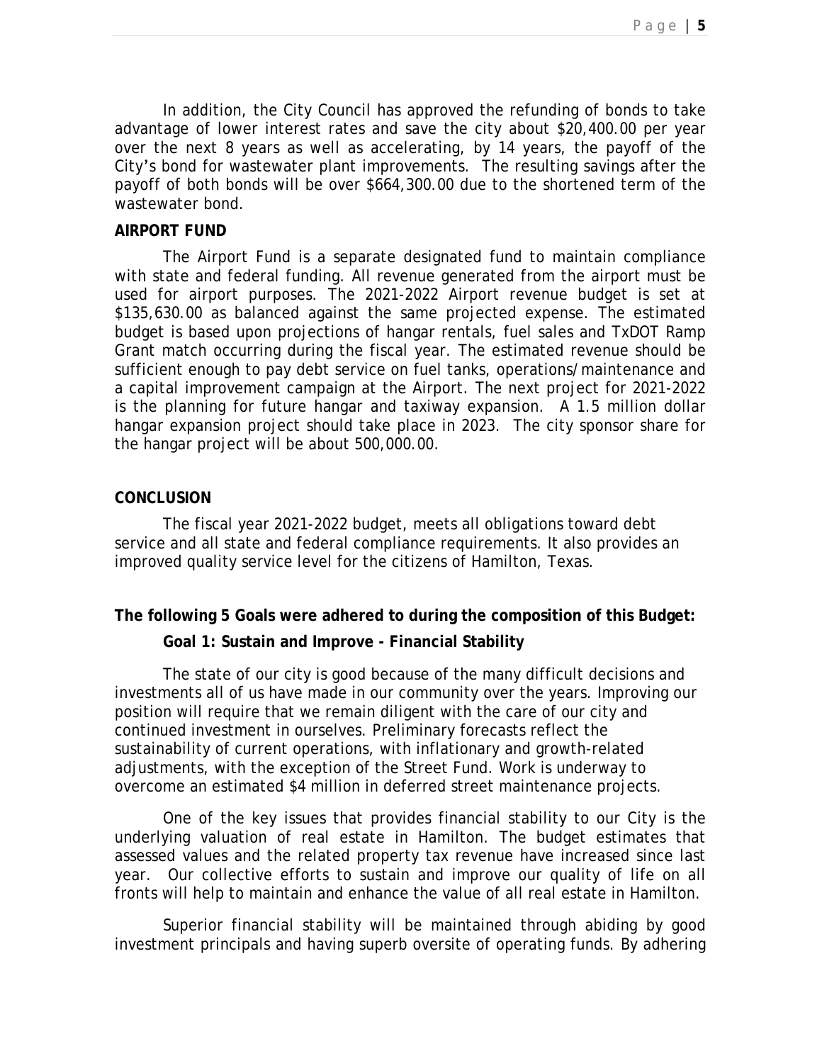In addition, the City Council has approved the refunding of bonds to take advantage of lower interest rates and save the city about $20,400.00 per year over the next 8 years as well as accelerating, by 14 years, the payoff of the City's bond for wastewater plant improvements. The resulting savings after the payoff of both bonds will be over $664,300.00 due to the shortened term of the wastewater bond.

**AIRPORT FUND**

The Airport Fund is a separate designated fund to maintain compliance with state and federal funding. All revenue generated from the airport must be used for airport purposes. The 2021-2022 Airport revenue budget is set at $135,630.00 as balanced against the same projected expense. The estimated budget is based upon projections of hangar rentals, fuel sales and TxDOT Ramp Grant match occurring during the fiscal year. The estimated revenue should be sufficient enough to pay debt service on fuel tanks, operations/maintenance and a capital improvement campaign at the Airport. The next project for 2021-2022 is the planning for future hangar and taxiway expansion. A 1.5 million dollar hangar expansion project should take place in 2023. The city sponsor share for the hangar project will be about 500,000.00.

**CONCLUSION**

The fiscal year 2021-2022 budget, meets all obligations toward debt service and all state and federal compliance requirements. It also provides an improved quality service level for the citizens of Hamilton, Texas.

**The following 5 Goals were adhered to during the composition of this Budget:**

**Goal 1: Sustain and Improve - Financial Stability**

The state of our city is good because of the many difficult decisions and investments all of us have made in our community over the years. Improving our position will require that we remain diligent with the care of our city and continued investment in ourselves. Preliminary forecasts reflect the sustainability of current operations, with inflationary and growth-related adjustments, with the exception of the Street Fund. Work is underway to overcome an estimated $4 million in deferred street maintenance projects.

One of the key issues that provides financial stability to our City is the underlying valuation of real estate in Hamilton. The budget estimates that assessed values and the related property tax revenue have increased since last year. Our collective efforts to sustain and improve our quality of life on all fronts will help to maintain and enhance the value of all real estate in Hamilton.

Superior financial stability will be maintained through abiding by good investment principals and having superb oversite of operating funds. By adhering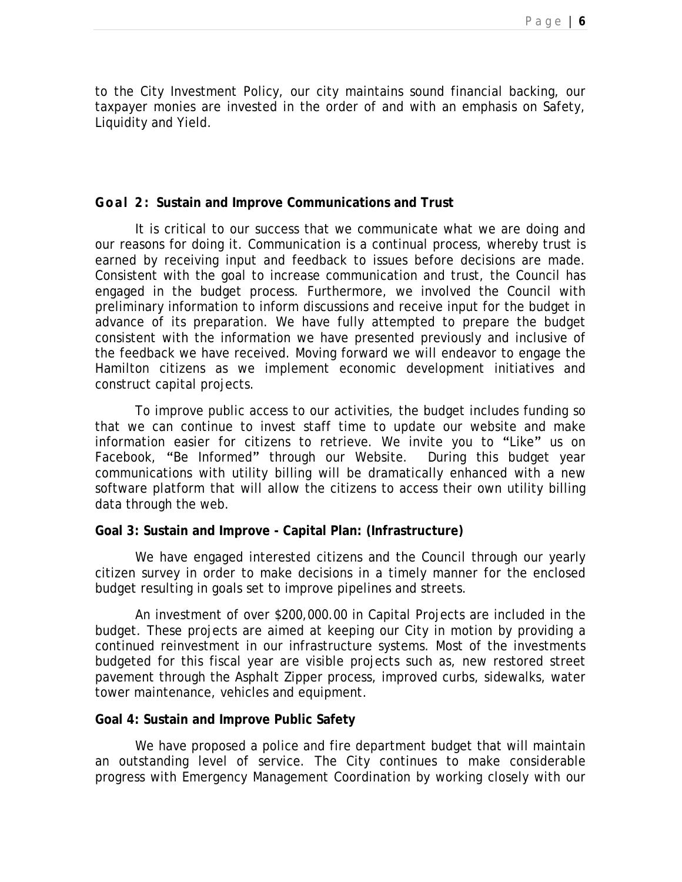to the City Investment Policy, our city maintains sound financial backing, our taxpayer monies are invested in the order of and with an emphasis on Safety, Liquidity and Yield.

**Goal 2: Sustain and Improve Communications and Trust**

It is critical to our success that we communicate what we are doing and our reasons for doing it. Communication is a continual process, whereby trust is earned by receiving input and feedback to issues before decisions are made. Consistent with the goal to increase communication and trust, the Council has engaged in the budget process. Furthermore, we involved the Council with preliminary information to inform discussions and receive input for the budget in advance of its preparation. We have fully attempted to prepare the budget consistent with the information we have presented previously and inclusive of the feedback we have received. Moving forward we will endeavor to engage the Hamilton citizens as we implement economic development initiatives and construct capital projects.

To improve public access to our activities, the budget includes funding so that we can continue to invest staff time to update our website and make information easier for citizens to retrieve. We invite you to "Like" us on Facebook, "Be Informed" through our Website. During this budget year communications with utility billing will be dramatically enhanced with a new software platform that will allow the citizens to access their own utility billing data through the web.

**Goal 3: Sustain and Improve - Capital Plan: (Infrastructure)**

We have engaged interested citizens and the Council through our yearly citizen survey in order to make decisions in a timely manner for the enclosed budget resulting in goals set to improve pipelines and streets.

An investment of over $200,000.00 in Capital Projects are included in the budget. These projects are aimed at keeping our City in motion by providing a continued reinvestment in our infrastructure systems. Most of the investments budgeted for this fiscal year are visible projects such as, new restored street pavement through the Asphalt Zipper process, improved curbs, sidewalks, water tower maintenance, vehicles and equipment.

**Goal 4: Sustain and Improve Public Safety**

We have proposed a police and fire department budget that will maintain an outstanding level of service. The City continues to make considerable progress with Emergency Management Coordination by working closely with our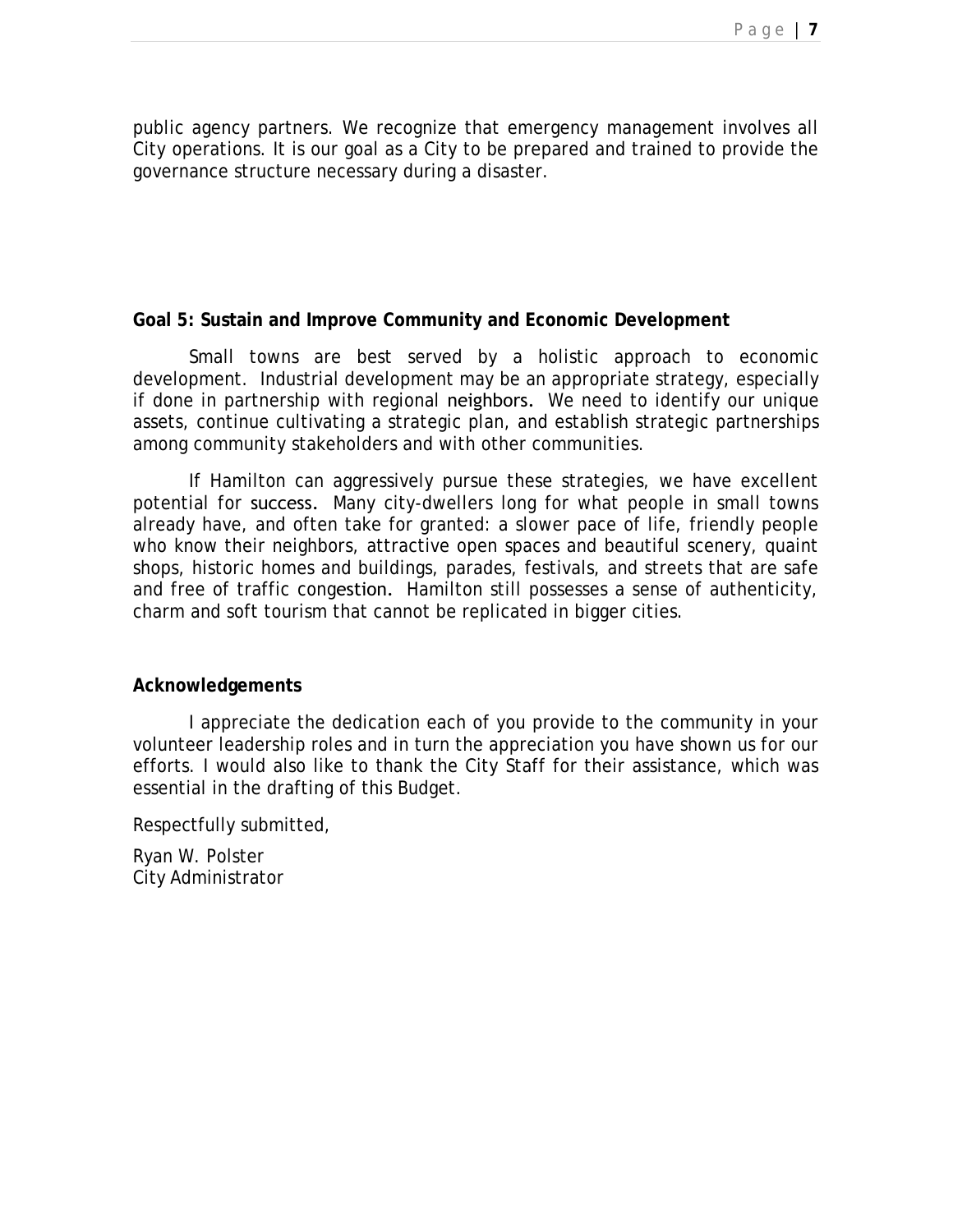public agency partners. We recognize that emergency management involves all City operations. It is our goal as a City to be prepared and trained to provide the governance structure necessary during a disaster.

**Goal 5: Sustain and Improve Community and Economic Development**

Small towns are best served by a holistic approach to economic development. Industrial development may be an appropriate strategy, especially if done in partnership with regional neighbors. We need to identify our unique assets, continue cultivating a strategic plan, and establish strategic partnerships among community stakeholders and with other communities.

If Hamilton can aggressively pursue these strategies, we have excellent potential for success. Many city-dwellers long for what people in small towns already have, and often take for granted: a slower pace of life, friendly people who know their neighbors, attractive open spaces and beautiful scenery, quaint shops, historic homes and buildings, parades, festivals, and streets that are safe and free of traffic congestion. Hamilton still possesses a sense of authenticity, charm and soft tourism that cannot be replicated in bigger cities.

**Acknowledgements**

I appreciate the dedication each of you provide to the community in your volunteer leadership roles and in turn the appreciation you have shown us for our efforts. I would also like to thank the City Staff for their assistance, which was essential in the drafting of this Budget.

Respectfully submitted,

Ryan W. Polster
City Administrator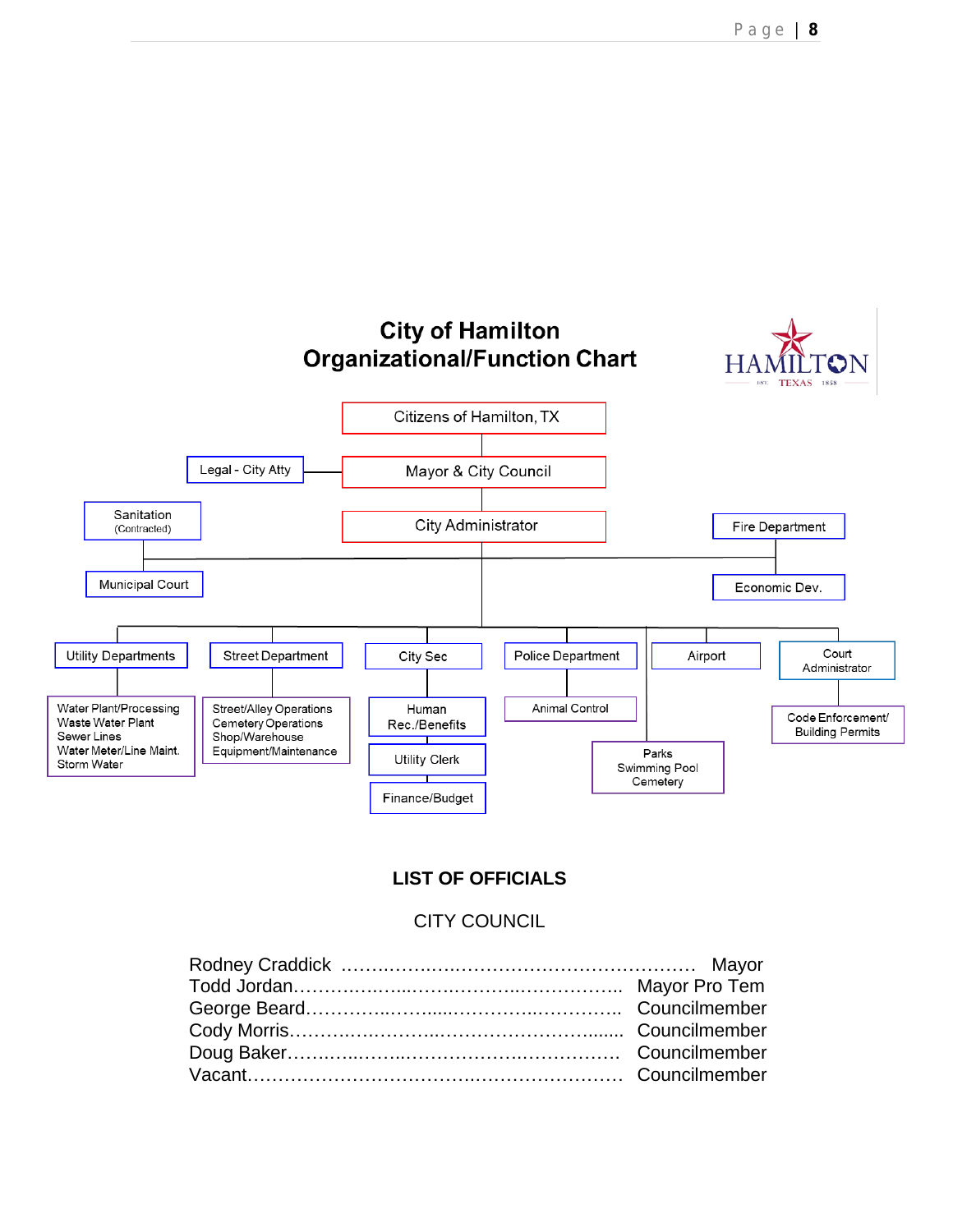# City of Hamilton
# Organizational/Function Chart

- Citizens of Hamilton, TX
  - Mayor & City Council
    - Legal - City Atty
    - City Administrator
      - Sanitation (Contracted)
      - Municipal Court
      - Fire Department
      - Economic Dev.
      - Utility Departments
        - Water Plant/Processing
        - Waste Water Plant
        - Sewer Lines
        - Water Meter/Line Maint.
        - Storm Water
      - Street Department
        - Street/Alley Operations
        - Cemetery Operations
        - Shop/Warehouse
        - Equipment/Maintenance
      - City Sec
        - Human Rec./Benefits
        - Utility Clerk
        - Finance/Budget
      - Police Department
        - Animal Control
      - Parks, Swimming Pool, Cemetery
      - Airport
      - Court Administrator
        - Code Enforcement/ Building Permits

## LIST OF OFFICIALS

### CITY COUNCIL

| Name | Position |
|---|---|
| Rodney Craddick | Mayor |
| Todd Jordan | Mayor Pro Tem |
| George Beard | Councilmember |
| Cody Morris | Councilmember |
| Doug Baker | Councilmember |
| Vacant | Councilmember |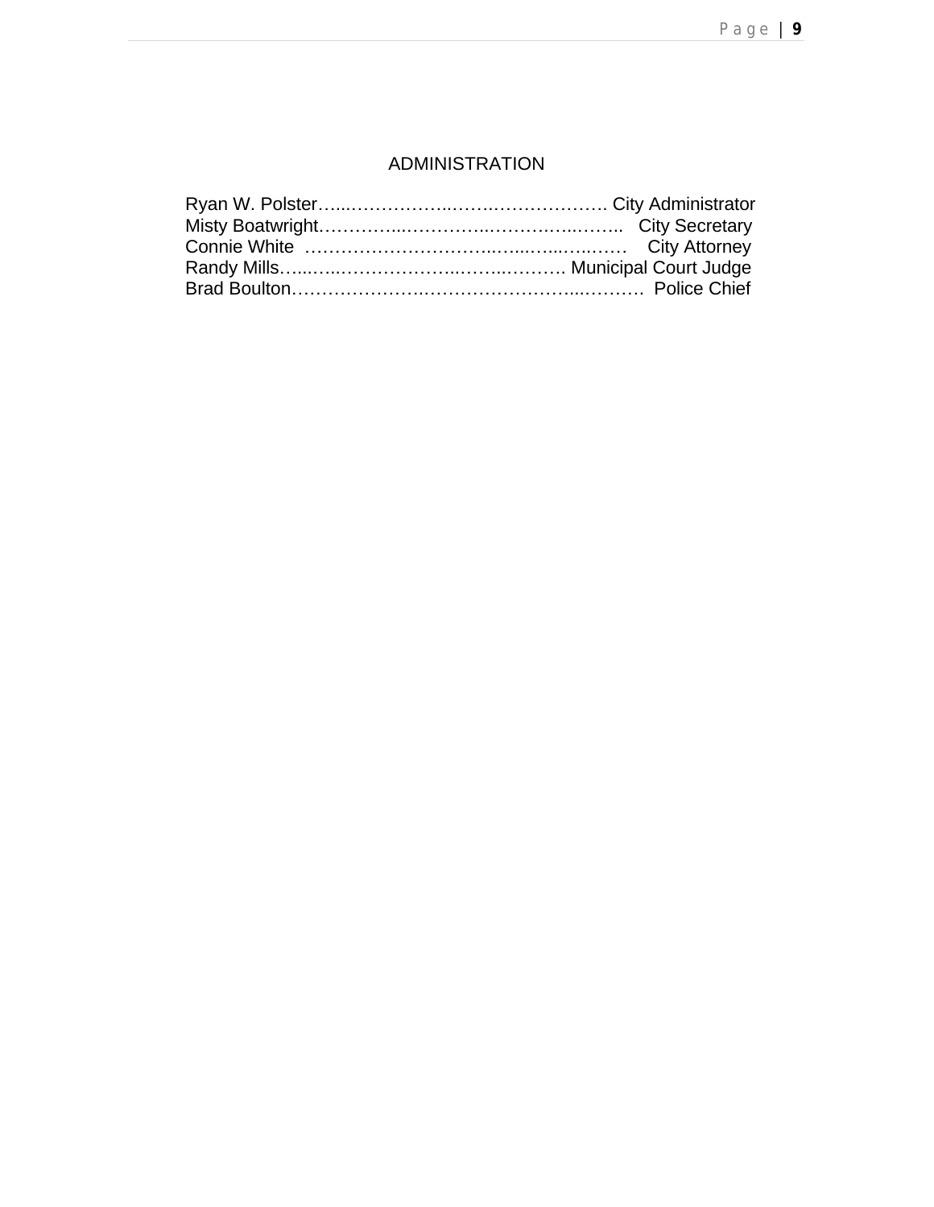## ADMINISTRATION

Ryan W. Polster…....……………..…….………………. City Administrator
Misty Boatwright…………...…………..…………..…….. City Secretary
Connie White ………………………...…...…...…..…… City Attorney
Randy Mills…...…...………………..……..………. Municipal Court Judge
Brad Boulton……….………….……………………...………. Police Chief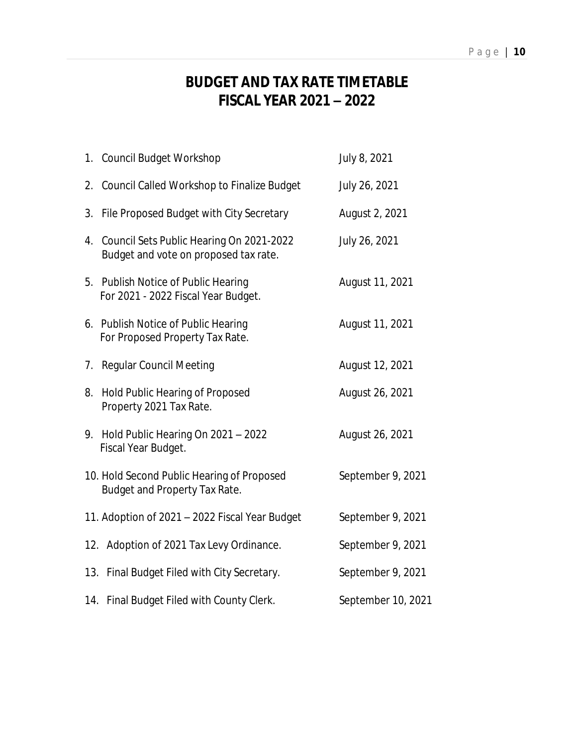# BUDGET AND TAX RATE TIMETABLE
# FISCAL YEAR 2021 – 2022

| | |
|---|---|
| 1. Council Budget Workshop | July 8, 2021 |
| 2. Council Called Workshop to Finalize Budget | July 26, 2021 |
| 3. File Proposed Budget with City Secretary | August 2, 2021 |
| 4. Council Sets Public Hearing On 2021-2022 Budget and vote on proposed tax rate. | July 26, 2021 |
| 5. Publish Notice of Public Hearing For 2021 - 2022 Fiscal Year Budget. | August 11, 2021 |
| 6. Publish Notice of Public Hearing For Proposed Property Tax Rate. | August 11, 2021 |
| 7. Regular Council Meeting | August 12, 2021 |
| 8. Hold Public Hearing of Proposed Property 2021 Tax Rate. | August 26, 2021 |
| 9. Hold Public Hearing On 2021 – 2022 Fiscal Year Budget. | August 26, 2021 |
| 10. Hold Second Public Hearing of Proposed Budget and Property Tax Rate. | September 9, 2021 |
| 11. Adoption of 2021 – 2022 Fiscal Year Budget | September 9, 2021 |
| 12. Adoption of 2021 Tax Levy Ordinance. | September 9, 2021 |
| 13. Final Budget Filed with City Secretary. | September 9, 2021 |
| 14. Final Budget Filed with County Clerk. | September 10, 2021 |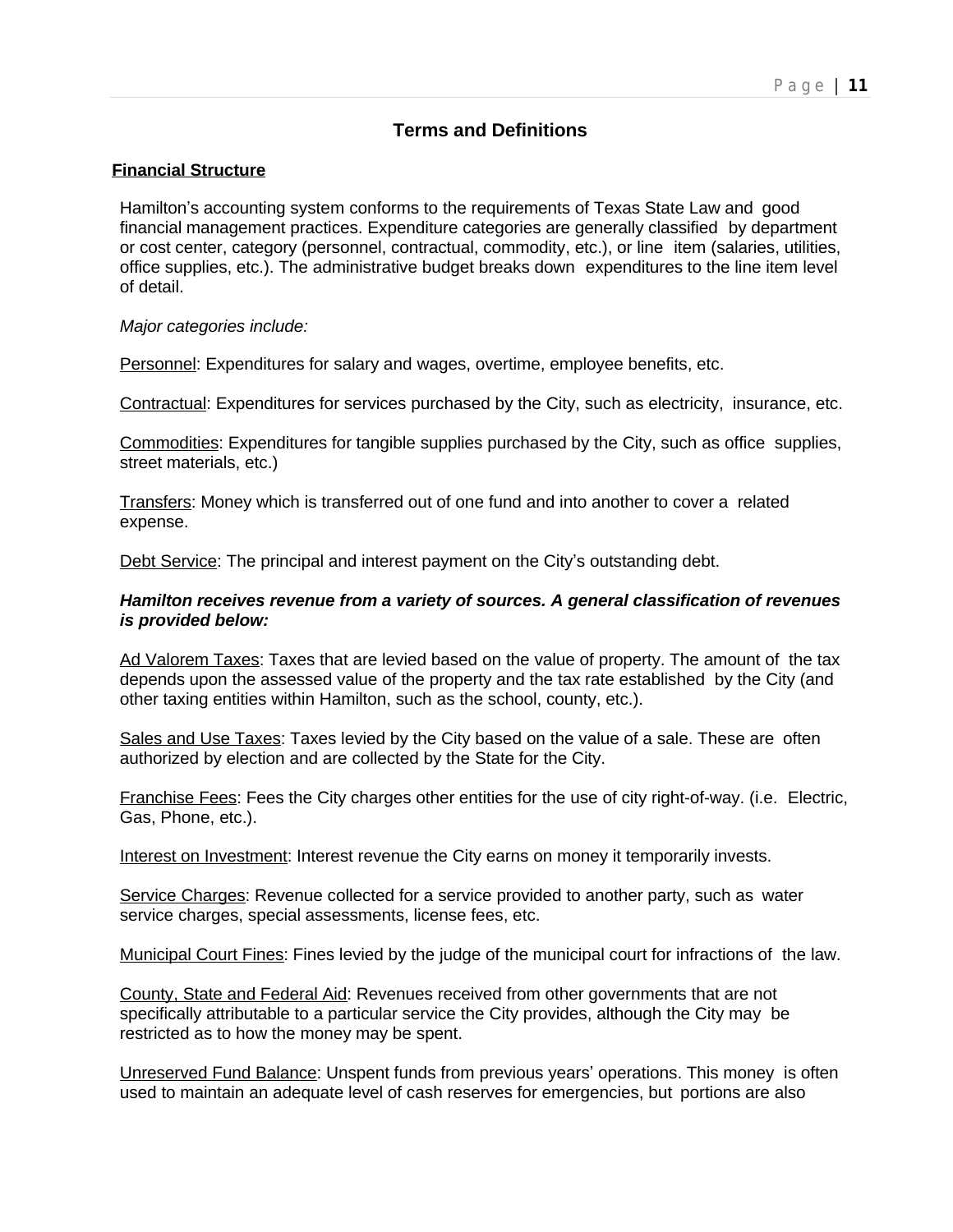# Terms and Definitions

## Financial Structure

Hamilton's accounting system conforms to the requirements of Texas State Law and good financial management practices. Expenditure categories are generally classified by department or cost center, category (personnel, contractual, commodity, etc.), or line item (salaries, utilities, office supplies, etc.). The administrative budget breaks down expenditures to the line item level of detail.

*Major categories include:*

Personnel: Expenditures for salary and wages, overtime, employee benefits, etc.

Contractual: Expenditures for services purchased by the City, such as electricity, insurance, etc.

Commodities: Expenditures for tangible supplies purchased by the City, such as office supplies, street materials, etc.)

Transfers: Money which is transferred out of one fund and into another to cover a related expense.

Debt Service: The principal and interest payment on the City's outstanding debt.

***Hamilton receives revenue from a variety of sources. A general classification of revenues is provided below:***

Ad Valorem Taxes: Taxes that are levied based on the value of property. The amount of the tax depends upon the assessed value of the property and the tax rate established by the City (and other taxing entities within Hamilton, such as the school, county, etc.).

Sales and Use Taxes: Taxes levied by the City based on the value of a sale. These are often authorized by election and are collected by the State for the City.

Franchise Fees: Fees the City charges other entities for the use of city right-of-way. (i.e. Electric, Gas, Phone, etc.).

Interest on Investment: Interest revenue the City earns on money it temporarily invests.

Service Charges: Revenue collected for a service provided to another party, such as water service charges, special assessments, license fees, etc.

Municipal Court Fines: Fines levied by the judge of the municipal court for infractions of the law.

County, State and Federal Aid: Revenues received from other governments that are not specifically attributable to a particular service the City provides, although the City may be restricted as to how the money may be spent.

Unreserved Fund Balance: Unspent funds from previous years' operations. This money is often used to maintain an adequate level of cash reserves for emergencies, but portions are also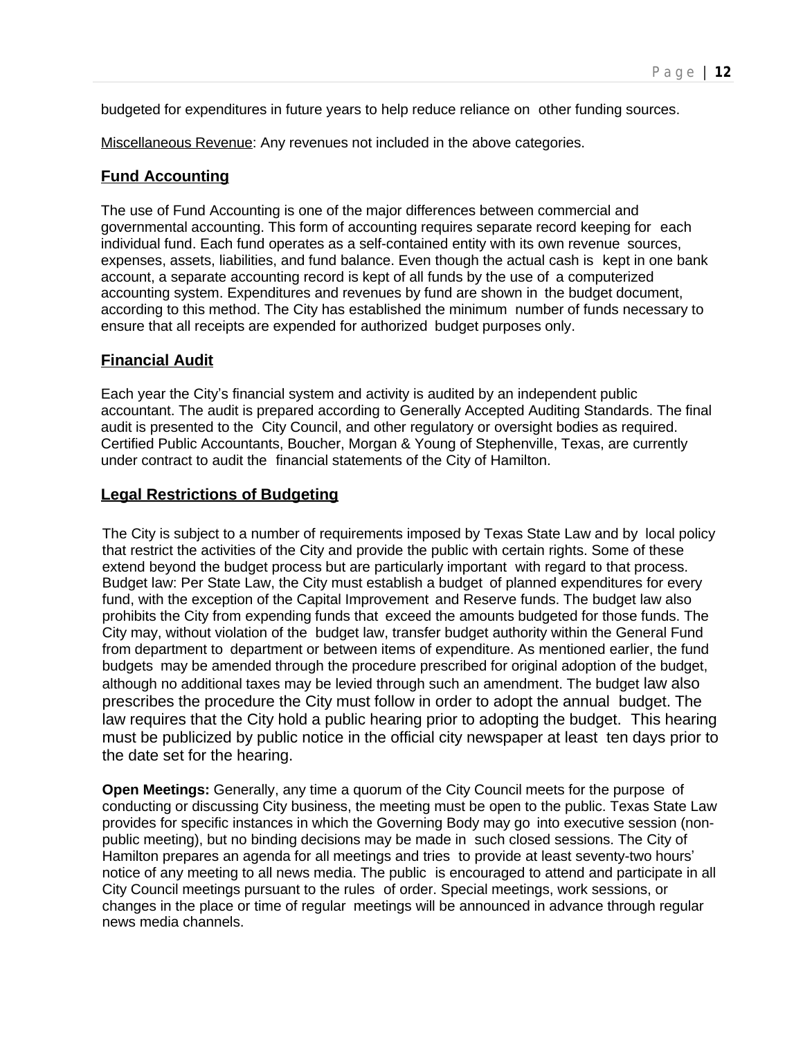budgeted for expenditures in future years to help reduce reliance on other funding sources.

Miscellaneous Revenue: Any revenues not included in the above categories.

## Fund Accounting

The use of Fund Accounting is one of the major differences between commercial and governmental accounting. This form of accounting requires separate record keeping for each individual fund. Each fund operates as a self-contained entity with its own revenue sources, expenses, assets, liabilities, and fund balance. Even though the actual cash is kept in one bank account, a separate accounting record is kept of all funds by the use of a computerized accounting system. Expenditures and revenues by fund are shown in the budget document, according to this method. The City has established the minimum number of funds necessary to ensure that all receipts are expended for authorized budget purposes only.

## Financial Audit

Each year the City's financial system and activity is audited by an independent public accountant. The audit is prepared according to Generally Accepted Auditing Standards. The final audit is presented to the City Council, and other regulatory or oversight bodies as required. Certified Public Accountants, Boucher, Morgan & Young of Stephenville, Texas, are currently under contract to audit the financial statements of the City of Hamilton.

## Legal Restrictions of Budgeting

The City is subject to a number of requirements imposed by Texas State Law and by local policy that restrict the activities of the City and provide the public with certain rights. Some of these extend beyond the budget process but are particularly important with regard to that process. Budget law: Per State Law, the City must establish a budget of planned expenditures for every fund, with the exception of the Capital Improvement and Reserve funds. The budget law also prohibits the City from expending funds that exceed the amounts budgeted for those funds. The City may, without violation of the budget law, transfer budget authority within the General Fund from department to department or between items of expenditure. As mentioned earlier, the fund budgets may be amended through the procedure prescribed for original adoption of the budget, although no additional taxes may be levied through such an amendment. The budget law also prescribes the procedure the City must follow in order to adopt the annual budget. The law requires that the City hold a public hearing prior to adopting the budget. This hearing must be publicized by public notice in the official city newspaper at least ten days prior to the date set for the hearing.

**Open Meetings:** Generally, any time a quorum of the City Council meets for the purpose of conducting or discussing City business, the meeting must be open to the public. Texas State Law provides for specific instances in which the Governing Body may go into executive session (non-public meeting), but no binding decisions may be made in such closed sessions. The City of Hamilton prepares an agenda for all meetings and tries to provide at least seventy-two hours' notice of any meeting to all news media. The public is encouraged to attend and participate in all City Council meetings pursuant to the rules of order. Special meetings, work sessions, or changes in the place or time of regular meetings will be announced in advance through regular news media channels.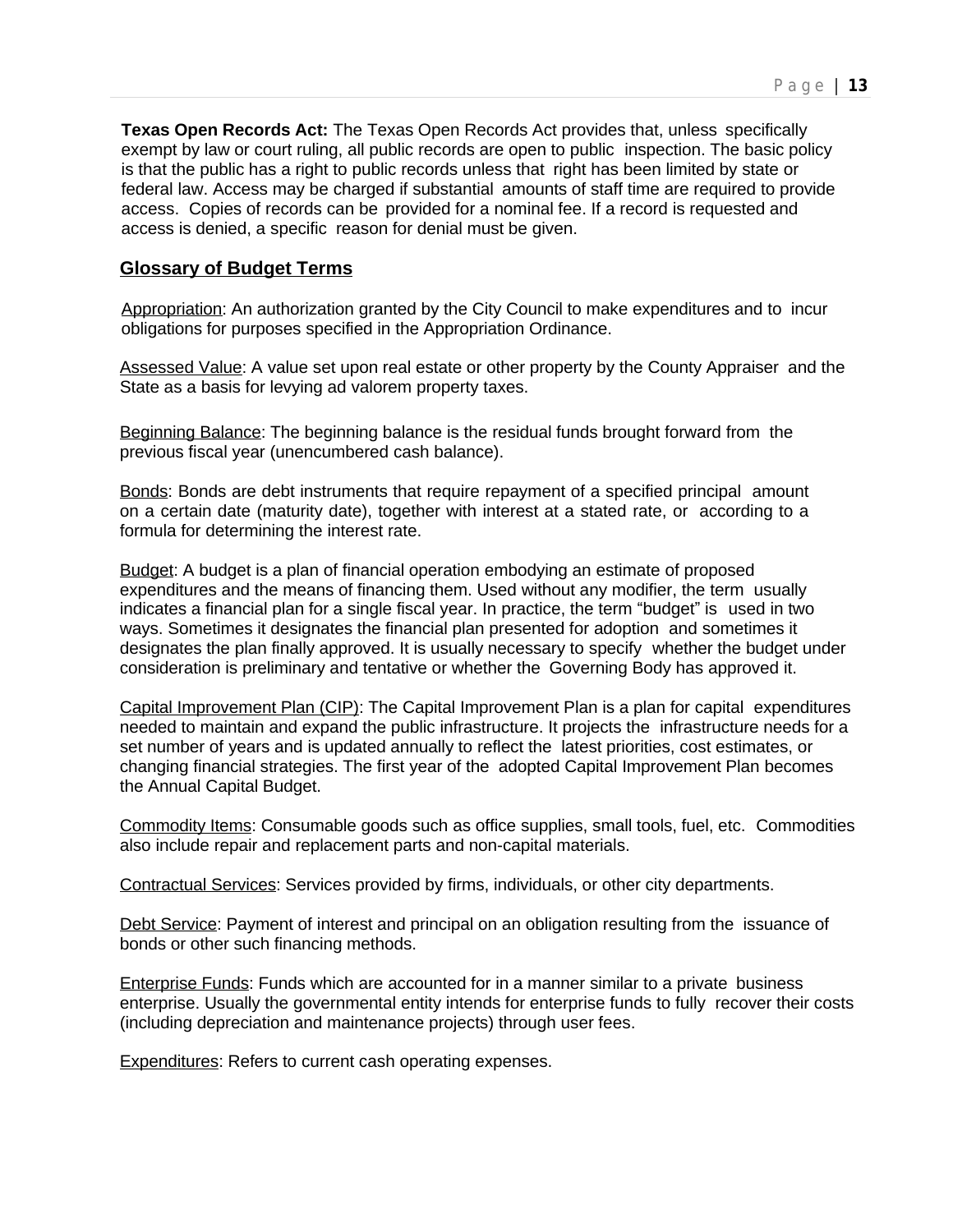**Texas Open Records Act:** The Texas Open Records Act provides that, unless specifically exempt by law or court ruling, all public records are open to public inspection. The basic policy is that the public has a right to public records unless that right has been limited by state or federal law. Access may be charged if substantial amounts of staff time are required to provide access. Copies of records can be provided for a nominal fee. If a record is requested and access is denied, a specific reason for denial must be given.

## Glossary of Budget Terms

Appropriation: An authorization granted by the City Council to make expenditures and to incur obligations for purposes specified in the Appropriation Ordinance.

Assessed Value: A value set upon real estate or other property by the County Appraiser and the State as a basis for levying ad valorem property taxes.

Beginning Balance: The beginning balance is the residual funds brought forward from the previous fiscal year (unencumbered cash balance).

Bonds: Bonds are debt instruments that require repayment of a specified principal amount on a certain date (maturity date), together with interest at a stated rate, or according to a formula for determining the interest rate.

Budget: A budget is a plan of financial operation embodying an estimate of proposed expenditures and the means of financing them. Used without any modifier, the term usually indicates a financial plan for a single fiscal year. In practice, the term "budget" is used in two ways. Sometimes it designates the financial plan presented for adoption and sometimes it designates the plan finally approved. It is usually necessary to specify whether the budget under consideration is preliminary and tentative or whether the Governing Body has approved it.

Capital Improvement Plan (CIP): The Capital Improvement Plan is a plan for capital expenditures needed to maintain and expand the public infrastructure. It projects the infrastructure needs for a set number of years and is updated annually to reflect the latest priorities, cost estimates, or changing financial strategies. The first year of the adopted Capital Improvement Plan becomes the Annual Capital Budget.

Commodity Items: Consumable goods such as office supplies, small tools, fuel, etc. Commodities also include repair and replacement parts and non-capital materials.

Contractual Services: Services provided by firms, individuals, or other city departments.

Debt Service: Payment of interest and principal on an obligation resulting from the issuance of bonds or other such financing methods.

Enterprise Funds: Funds which are accounted for in a manner similar to a private business enterprise. Usually the governmental entity intends for enterprise funds to fully recover their costs (including depreciation and maintenance projects) through user fees.

Expenditures: Refers to current cash operating expenses.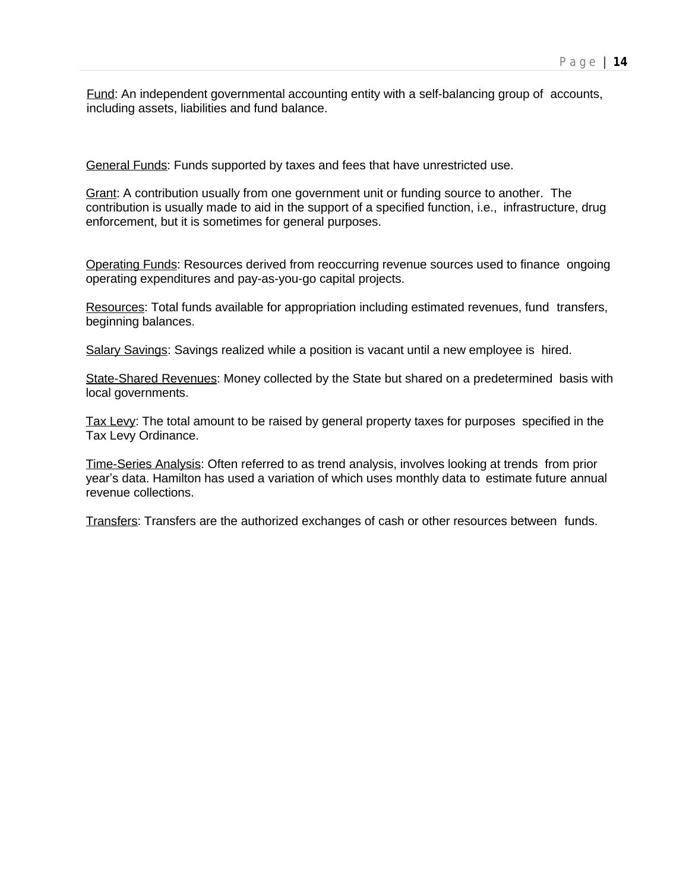<u>Fund</u>: An independent governmental accounting entity with a self-balancing group of accounts, including assets, liabilities and fund balance.

<u>General Funds</u>: Funds supported by taxes and fees that have unrestricted use.

<u>Grant</u>: A contribution usually from one government unit or funding source to another. The contribution is usually made to aid in the support of a specified function, i.e., infrastructure, drug enforcement, but it is sometimes for general purposes.

<u>Operating Funds</u>: Resources derived from reoccurring revenue sources used to finance ongoing operating expenditures and pay-as-you-go capital projects.

<u>Resources</u>: Total funds available for appropriation including estimated revenues, fund transfers, beginning balances.

<u>Salary Savings</u>: Savings realized while a position is vacant until a new employee is hired.

<u>State-Shared Revenues</u>: Money collected by the State but shared on a predetermined basis with local governments.

<u>Tax Levy</u>: The total amount to be raised by general property taxes for purposes specified in the Tax Levy Ordinance.

<u>Time-Series Analysis</u>: Often referred to as trend analysis, involves looking at trends from prior year's data. Hamilton has used a variation of which uses monthly data to estimate future annual revenue collections.

<u>Transfers</u>: Transfers are the authorized exchanges of cash or other resources between funds.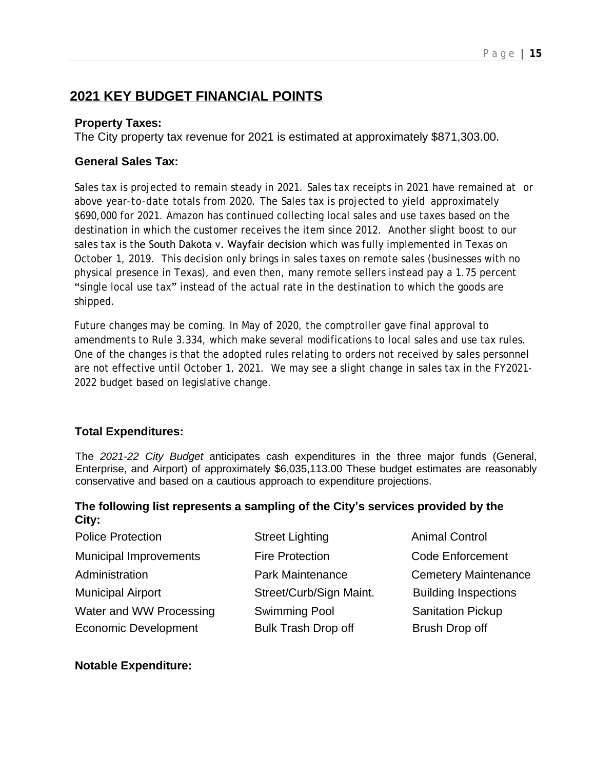## 2021 KEY BUDGET FINANCIAL POINTS

**Property Taxes:**

The City property tax revenue for 2021 is estimated at approximately $871,303.00.

**General Sales Tax:**

Sales tax is projected to remain steady in 2021. Sales tax receipts in 2021 have remained at or above year-to-date totals from 2020. The Sales tax is projected to yield approximately $690,000 for 2021. Amazon has continued collecting local sales and use taxes based on the destination in which the customer receives the item since 2012. Another slight boost to our sales tax is the South Dakota v. Wayfair decision which was fully implemented in Texas on October 1, 2019. This decision only brings in sales taxes on remote sales (businesses with no physical presence in Texas), and even then, many remote sellers instead pay a 1.75 percent "single local use tax" instead of the actual rate in the destination to which the goods are shipped.

Future changes may be coming. In May of 2020, the comptroller gave final approval to amendments to Rule 3.334, which make several modifications to local sales and use tax rules. One of the changes is that the adopted rules relating to orders not received by sales personnel are not effective until October 1, 2021. We may see a slight change in sales tax in the FY2021-2022 budget based on legislative change.

**Total Expenditures:**

The *2021-22 City Budget* anticipates cash expenditures in the three major funds (General, Enterprise, and Airport) of approximately $6,035,113.00 These budget estimates are reasonably conservative and based on a cautious approach to expenditure projections.

**The following list represents a sampling of the City's services provided by the City:**

| | | |
|---|---|---|
| Police Protection | Street Lighting | Animal Control |
| Municipal Improvements | Fire Protection | Code Enforcement |
| Administration | Park Maintenance | Cemetery Maintenance |
| Municipal Airport | Street/Curb/Sign Maint. | Building Inspections |
| Water and WW Processing | Swimming Pool | Sanitation Pickup |
| Economic Development | Bulk Trash Drop off | Brush Drop off |

**Notable Expenditure:**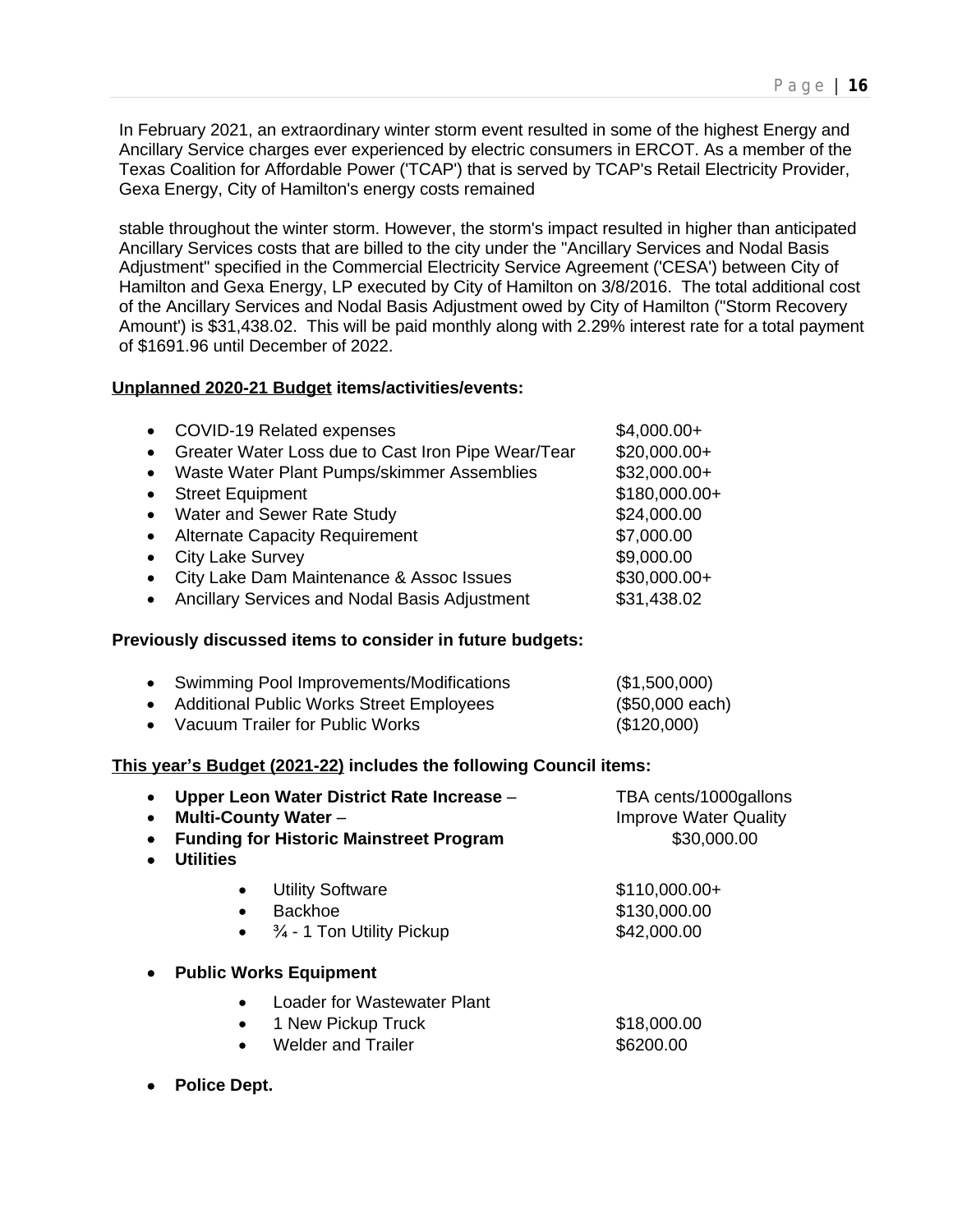In February 2021, an extraordinary winter storm event resulted in some of the highest Energy and Ancillary Service charges ever experienced by electric consumers in ERCOT. As a member of the Texas Coalition for Affordable Power ('TCAP') that is served by TCAP's Retail Electricity Provider, Gexa Energy, City of Hamilton's energy costs remained

stable throughout the winter storm. However, the storm's impact resulted in higher than anticipated Ancillary Services costs that are billed to the city under the "Ancillary Services and Nodal Basis Adjustment" specified in the Commercial Electricity Service Agreement ('CESA') between City of Hamilton and Gexa Energy, LP executed by City of Hamilton on 3/8/2016. The total additional cost of the Ancillary Services and Nodal Basis Adjustment owed by City of Hamilton ("Storm Recovery Amount') is $31,438.02. This will be paid monthly along with 2.29% interest rate for a total payment of $1691.96 until December of 2022.

**<u>Unplanned 2020-21 Budget</u> items/activities/events:**

- COVID-19 Related expenses — $4,000.00+
- Greater Water Loss due to Cast Iron Pipe Wear/Tear — $20,000.00+
- Waste Water Plant Pumps/skimmer Assemblies — $32,000.00+
- Street Equipment — $180,000.00+
- Water and Sewer Rate Study — $24,000.00
- Alternate Capacity Requirement — $7,000.00
- City Lake Survey — $9,000.00
- City Lake Dam Maintenance & Assoc Issues — $30,000.00+
- Ancillary Services and Nodal Basis Adjustment — $31,438.02

**Previously discussed items to consider in future budgets:**

- Swimming Pool Improvements/Modifications — ($1,500,000)
- Additional Public Works Street Employees — ($50,000 each)
- Vacuum Trailer for Public Works — ($120,000)

**<u>This year's Budget (2021-22)</u> includes the following Council items:**

- **Upper Leon Water District Rate Increase** – TBA cents/1000gallons
- **Multi-County Water** – Improve Water Quality
- **Funding for Historic Mainstreet Program** — $30,000.00
- **Utilities**
  - Utility Software — $110,000.00+
  - Backhoe — $130,000.00
  - ¾ - 1 Ton Utility Pickup — $42,000.00
- **Public Works Equipment**
  - Loader for Wastewater Plant
  - 1 New Pickup Truck — $18,000.00
  - Welder and Trailer — $6200.00
- **Police Dept.**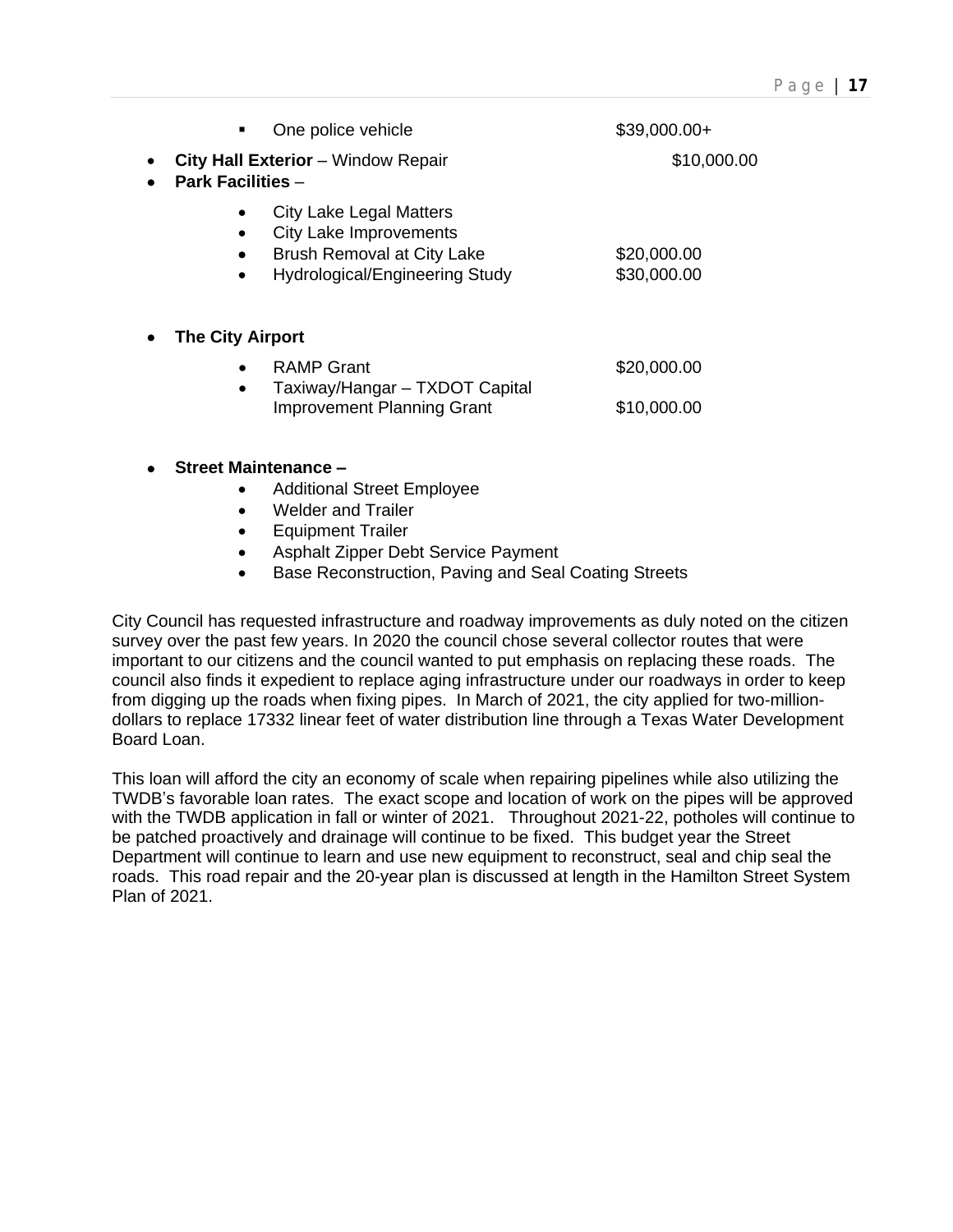- One police vehicle $39,000.00+

- **City Hall Exterior** – Window Repair $10,000.00
- **Park Facilities** –
  - City Lake Legal Matters
  - City Lake Improvements
  - Brush Removal at City Lake $20,000.00
  - Hydrological/Engineering Study $30,000.00

- **The City Airport**
  - RAMP Grant $20,000.00
  - Taxiway/Hangar – TXDOT Capital Improvement Planning Grant $10,000.00

- **Street Maintenance –**
  - Additional Street Employee
  - Welder and Trailer
  - Equipment Trailer
  - Asphalt Zipper Debt Service Payment
  - Base Reconstruction, Paving and Seal Coating Streets

City Council has requested infrastructure and roadway improvements as duly noted on the citizen survey over the past few years. In 2020 the council chose several collector routes that were important to our citizens and the council wanted to put emphasis on replacing these roads. The council also finds it expedient to replace aging infrastructure under our roadways in order to keep from digging up the roads when fixing pipes. In March of 2021, the city applied for two-million-dollars to replace 17332 linear feet of water distribution line through a Texas Water Development Board Loan.

This loan will afford the city an economy of scale when repairing pipelines while also utilizing the TWDB's favorable loan rates. The exact scope and location of work on the pipes will be approved with the TWDB application in fall or winter of 2021. Throughout 2021-22, potholes will continue to be patched proactively and drainage will continue to be fixed. This budget year the Street Department will continue to learn and use new equipment to reconstruct, seal and chip seal the roads. This road repair and the 20-year plan is discussed at length in the Hamilton Street System Plan of 2021.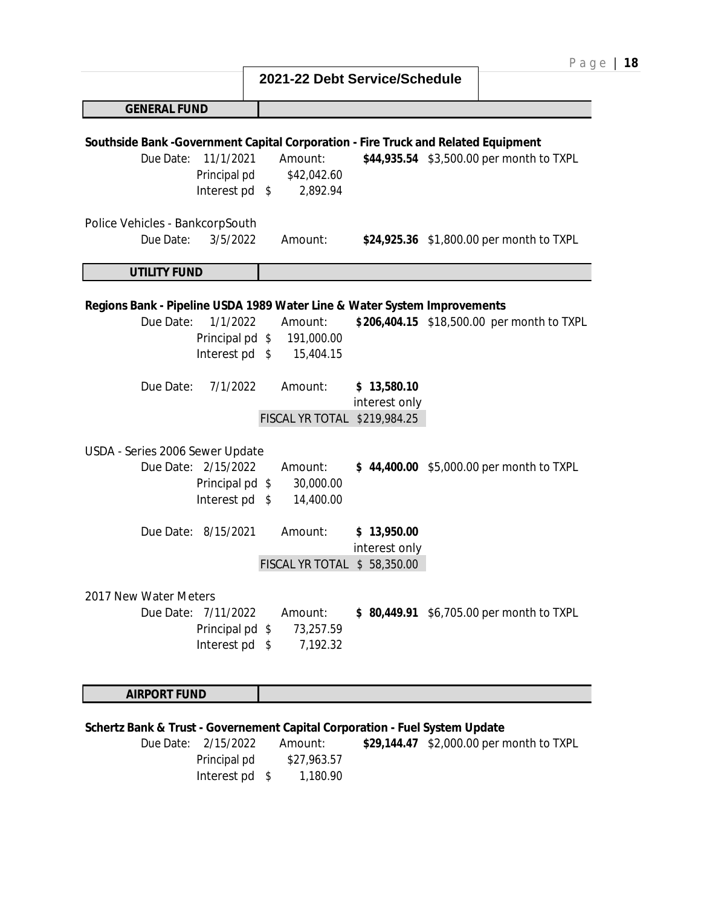# 2021-22 Debt Service/Schedule

## GENERAL FUND

**Southside Bank -Government Capital Corporation - Fire Truck and Related Equipment**

| | | | | |
|---|---|---|---|---|
| Due Date: | 11/1/2021 | Amount: | **$44,935.54** | $3,500.00 per month to TXPL |
| | Principal pd | $42,042.60 | | |
| | Interest pd | $ 2,892.94 | | |

Police Vehicles - BankcorpSouth

| | | | | |
|---|---|---|---|---|
| Due Date: | 3/5/2022 | Amount: | **$24,925.36** | $1,800.00 per month to TXPL |

## UTILITY FUND

**Regions Bank - Pipeline USDA 1989 Water Line & Water System Improvements**

| | | | | |
|---|---|---|---|---|
| Due Date: | 1/1/2022 | Amount: | **$206,404.15** | $18,500.00 per month to TXPL |
| | Principal pd | $ 191,000.00 | | |
| | Interest pd | $ 15,404.15 | | |
| Due Date: | 7/1/2022 | Amount: | **$ 13,580.10** interest only | |
| | | FISCAL YR TOTAL | $219,984.25 | |

USDA - Series 2006 Sewer Update

| | | | | |
|---|---|---|---|---|
| Due Date: | 2/15/2022 | Amount: | **$ 44,400.00** | $5,000.00 per month to TXPL |
| | Principal pd | $ 30,000.00 | | |
| | Interest pd | $ 14,400.00 | | |
| Due Date: | 8/15/2021 | Amount: | **$ 13,950.00** interest only | |
| | | FISCAL YR TOTAL | $ 58,350.00 | |

2017 New Water Meters

| | | | | |
|---|---|---|---|---|
| Due Date: | 7/11/2022 | Amount: | **$ 80,449.91** | $6,705.00 per month to TXPL |
| | Principal pd | $ 73,257.59 | | |
| | Interest pd | $ 7,192.32 | | |

## AIRPORT FUND

**Schertz Bank & Trust - Governement Capital Corporation - Fuel System Update**

| | | | | |
|---|---|---|---|---|
| Due Date: | 2/15/2022 | Amount: | **$29,144.47** | $2,000.00 per month to TXPL |
| | Principal pd | $27,963.57 | | |
| | Interest pd | $ 1,180.90 | | |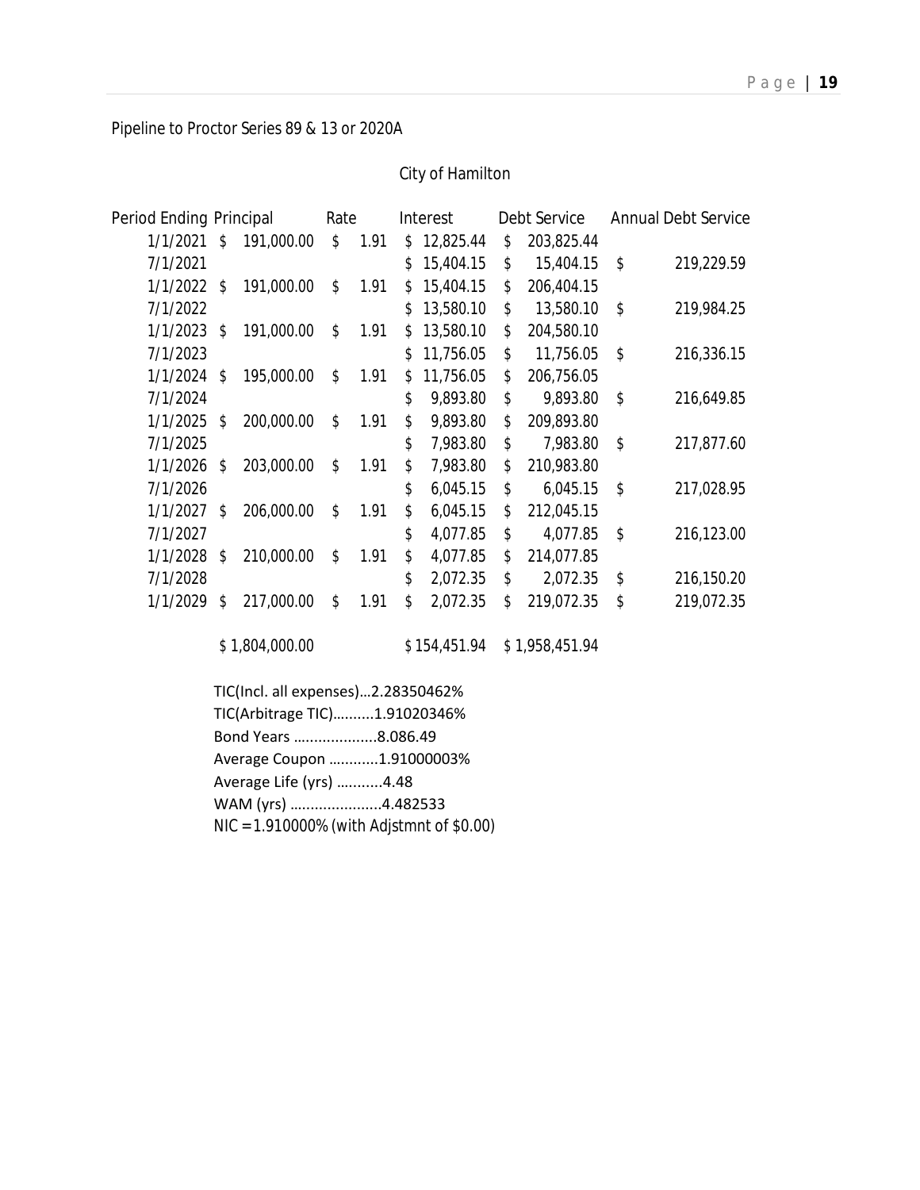Pipeline to Proctor Series 89 & 13 or 2020A

City of Hamilton

| Period Ending | Principal | Rate | Interest | Debt Service | Annual Debt Service |
|---|---|---|---|---|---|
| 1/1/2021 | $ 191,000.00 | $ 1.91 | $ 12,825.44 | $ 203,825.44 | |
| 7/1/2021 | | | $ 15,404.15 | $ 15,404.15 | $ 219,229.59 |
| 1/1/2022 | $ 191,000.00 | $ 1.91 | $ 15,404.15 | $ 206,404.15 | |
| 7/1/2022 | | | $ 13,580.10 | $ 13,580.10 | $ 219,984.25 |
| 1/1/2023 | $ 191,000.00 | $ 1.91 | $ 13,580.10 | $ 204,580.10 | |
| 7/1/2023 | | | $ 11,756.05 | $ 11,756.05 | $ 216,336.15 |
| 1/1/2024 | $ 195,000.00 | $ 1.91 | $ 11,756.05 | $ 206,756.05 | |
| 7/1/2024 | | | $ 9,893.80 | $ 9,893.80 | $ 216,649.85 |
| 1/1/2025 | $ 200,000.00 | $ 1.91 | $ 9,893.80 | $ 209,893.80 | |
| 7/1/2025 | | | $ 7,983.80 | $ 7,983.80 | $ 217,877.60 |
| 1/1/2026 | $ 203,000.00 | $ 1.91 | $ 7,983.80 | $ 210,983.80 | |
| 7/1/2026 | | | $ 6,045.15 | $ 6,045.15 | $ 217,028.95 |
| 1/1/2027 | $ 206,000.00 | $ 1.91 | $ 6,045.15 | $ 212,045.15 | |
| 7/1/2027 | | | $ 4,077.85 | $ 4,077.85 | $ 216,123.00 |
| 1/1/2028 | $ 210,000.00 | $ 1.91 | $ 4,077.85 | $ 214,077.85 | |
| 7/1/2028 | | | $ 2,072.35 | $ 2,072.35 | $ 216,150.20 |
| 1/1/2029 | $ 217,000.00 | $ 1.91 | $ 2,072.35 | $ 219,072.35 | $ 219,072.35 |
| | $ 1,804,000.00 | | $ 154,451.94 | $ 1,958,451.94 | |

TIC(Incl. all expenses)…2.28350462%
TIC(Arbitrage TIC)……….1.91020346%
Bond Years ………………..8.086.49
Average Coupon …………1.91000003%
Average Life (yrs) ………..4.48
WAM (yrs) ………………….4.482533
NIC = 1.910000% (with Adjstmnt of $0.00)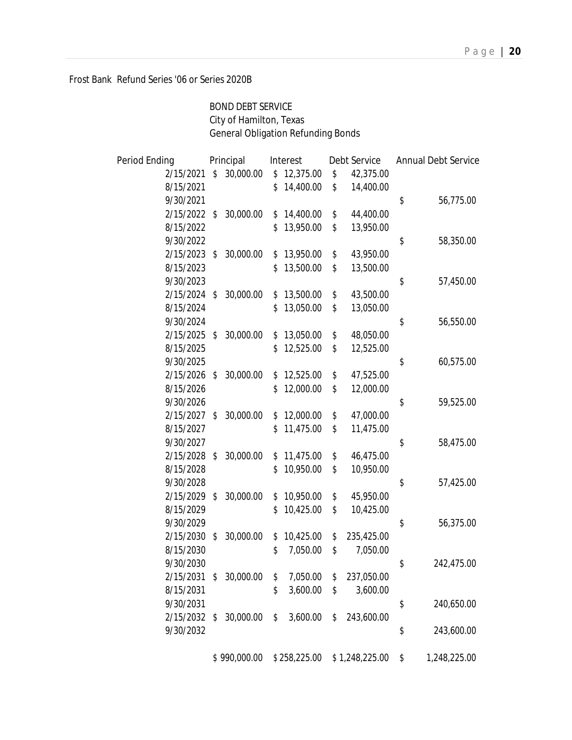Frost Bank Refund Series '06 or Series 2020B

BOND DEBT SERVICE
City of Hamilton, Texas
General Obligation Refunding Bonds

| Period Ending | Principal | Interest | Debt Service | Annual Debt Service |
|---|---|---|---|---|
| 2/15/2021 | $ 30,000.00 | $ 12,375.00 | $ 42,375.00 | |
| 8/15/2021 | | $ 14,400.00 | $ 14,400.00 | |
| 9/30/2021 | | | | $ 56,775.00 |
| 2/15/2022 | $ 30,000.00 | $ 14,400.00 | $ 44,400.00 | |
| 8/15/2022 | | $ 13,950.00 | $ 13,950.00 | |
| 9/30/2022 | | | | $ 58,350.00 |
| 2/15/2023 | $ 30,000.00 | $ 13,950.00 | $ 43,950.00 | |
| 8/15/2023 | | $ 13,500.00 | $ 13,500.00 | |
| 9/30/2023 | | | | $ 57,450.00 |
| 2/15/2024 | $ 30,000.00 | $ 13,500.00 | $ 43,500.00 | |
| 8/15/2024 | | $ 13,050.00 | $ 13,050.00 | |
| 9/30/2024 | | | | $ 56,550.00 |
| 2/15/2025 | $ 30,000.00 | $ 13,050.00 | $ 48,050.00 | |
| 8/15/2025 | | $ 12,525.00 | $ 12,525.00 | |
| 9/30/2025 | | | | $ 60,575.00 |
| 2/15/2026 | $ 30,000.00 | $ 12,525.00 | $ 47,525.00 | |
| 8/15/2026 | | $ 12,000.00 | $ 12,000.00 | |
| 9/30/2026 | | | | $ 59,525.00 |
| 2/15/2027 | $ 30,000.00 | $ 12,000.00 | $ 47,000.00 | |
| 8/15/2027 | | $ 11,475.00 | $ 11,475.00 | |
| 9/30/2027 | | | | $ 58,475.00 |
| 2/15/2028 | $ 30,000.00 | $ 11,475.00 | $ 46,475.00 | |
| 8/15/2028 | | $ 10,950.00 | $ 10,950.00 | |
| 9/30/2028 | | | | $ 57,425.00 |
| 2/15/2029 | $ 30,000.00 | $ 10,950.00 | $ 45,950.00 | |
| 8/15/2029 | | $ 10,425.00 | $ 10,425.00 | |
| 9/30/2029 | | | | $ 56,375.00 |
| 2/15/2030 | $ 30,000.00 | $ 10,425.00 | $ 235,425.00 | |
| 8/15/2030 | | $ 7,050.00 | $ 7,050.00 | |
| 9/30/2030 | | | | $ 242,475.00 |
| 2/15/2031 | $ 30,000.00 | $ 7,050.00 | $ 237,050.00 | |
| 8/15/2031 | | $ 3,600.00 | $ 3,600.00 | |
| 9/30/2031 | | | | $ 240,650.00 |
| 2/15/2032 | $ 30,000.00 | $ 3,600.00 | $ 243,600.00 | |
| 9/30/2032 | | | | $ 243,600.00 |
| | $ 990,000.00 | $ 258,225.00 | $ 1,248,225.00 | $ 1,248,225.00 |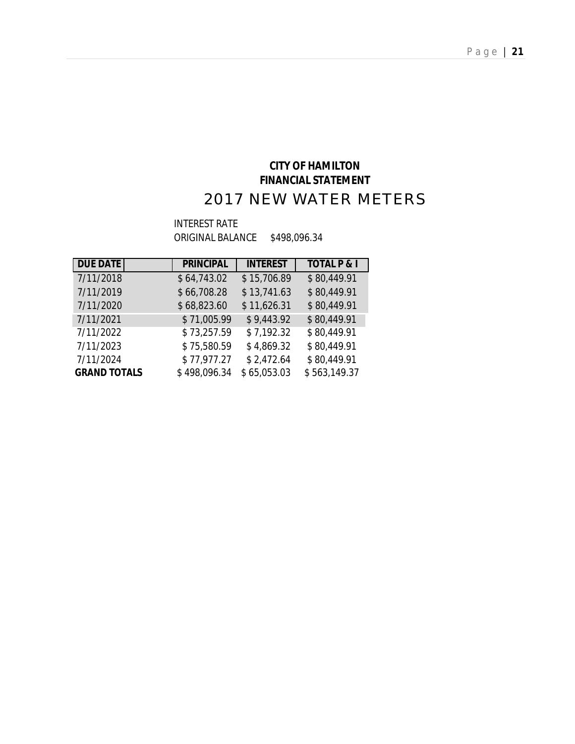**CITY OF HAMILTON**
**FINANCIAL STATEMENT**

# 2017 NEW WATER METERS

INTEREST RATE
ORIGINAL BALANCE $498,096.34

| DUE DATE | PRINCIPAL | INTEREST | TOTAL P & I |
|---|---|---|---|
| 7/11/2018 | $ 64,743.02 | $ 15,706.89 | $ 80,449.91 |
| 7/11/2019 | $ 66,708.28 | $ 13,741.63 | $ 80,449.91 |
| 7/11/2020 | $ 68,823.60 | $ 11,626.31 | $ 80,449.91 |
| 7/11/2021 | $ 71,005.99 | $ 9,443.92 | $ 80,449.91 |
| 7/11/2022 | $ 73,257.59 | $ 7,192.32 | $ 80,449.91 |
| 7/11/2023 | $ 75,580.59 | $ 4,869.32 | $ 80,449.91 |
| 7/11/2024 | $ 77,977.27 | $ 2,472.64 | $ 80,449.91 |
| **GRAND TOTALS** | $ 498,096.34 | $ 65,053.03 | $ 563,149.37 |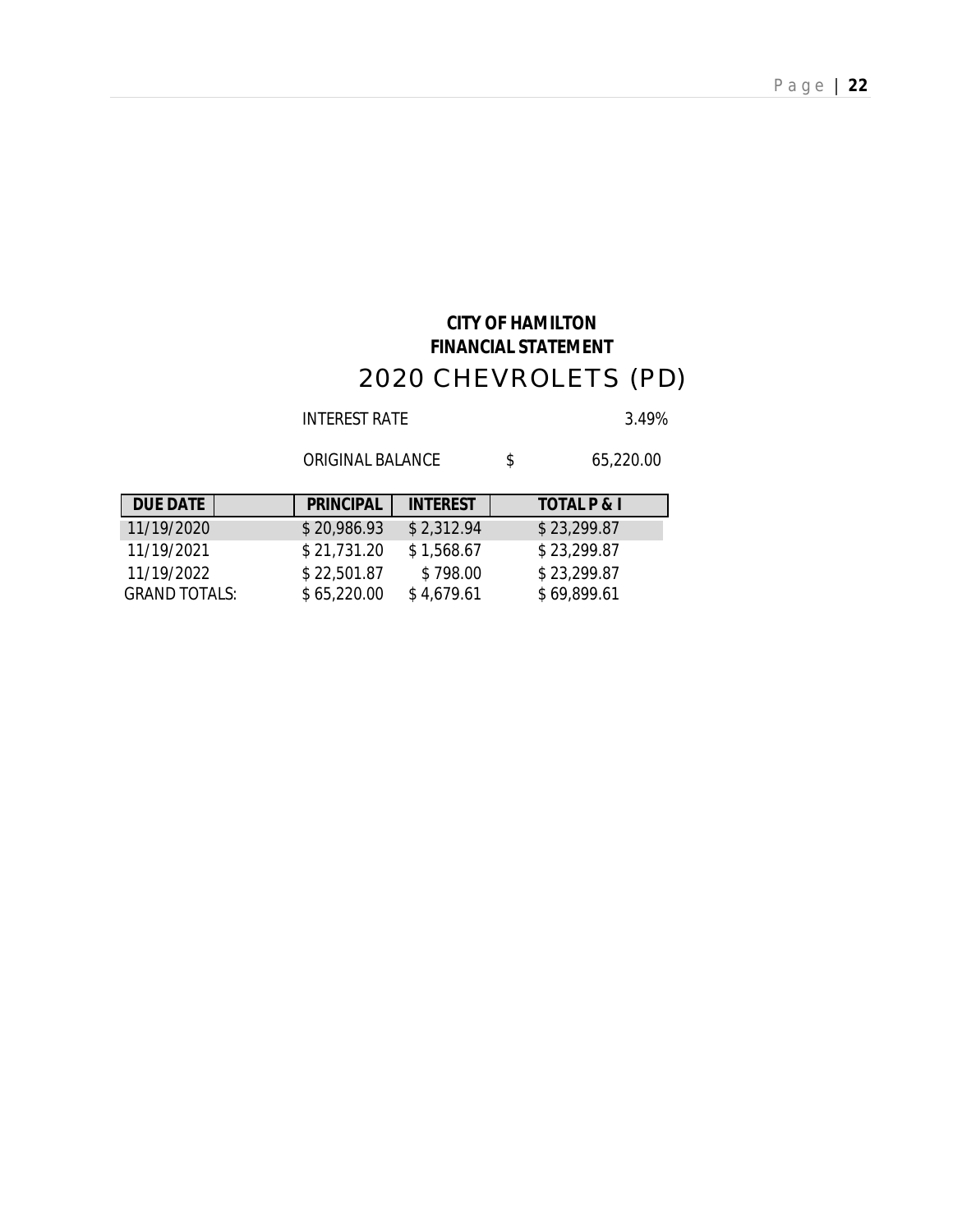**CITY OF HAMILTON**

**FINANCIAL STATEMENT**

# 2020 CHEVROLETS (PD)

INTEREST RATE 3.49%

ORIGINAL BALANCE $ 65,220.00

| DUE DATE | PRINCIPAL | INTEREST | TOTAL P & I |
|---|---|---|---|
| 11/19/2020 | $ 20,986.93 | $ 2,312.94 | $ 23,299.87 |
| 11/19/2021 | $ 21,731.20 | $ 1,568.67 | $ 23,299.87 |
| 11/19/2022 | $ 22,501.87 | $ 798.00 | $ 23,299.87 |
| GRAND TOTALS: | $ 65,220.00 | $ 4,679.61 | $ 69,899.61 |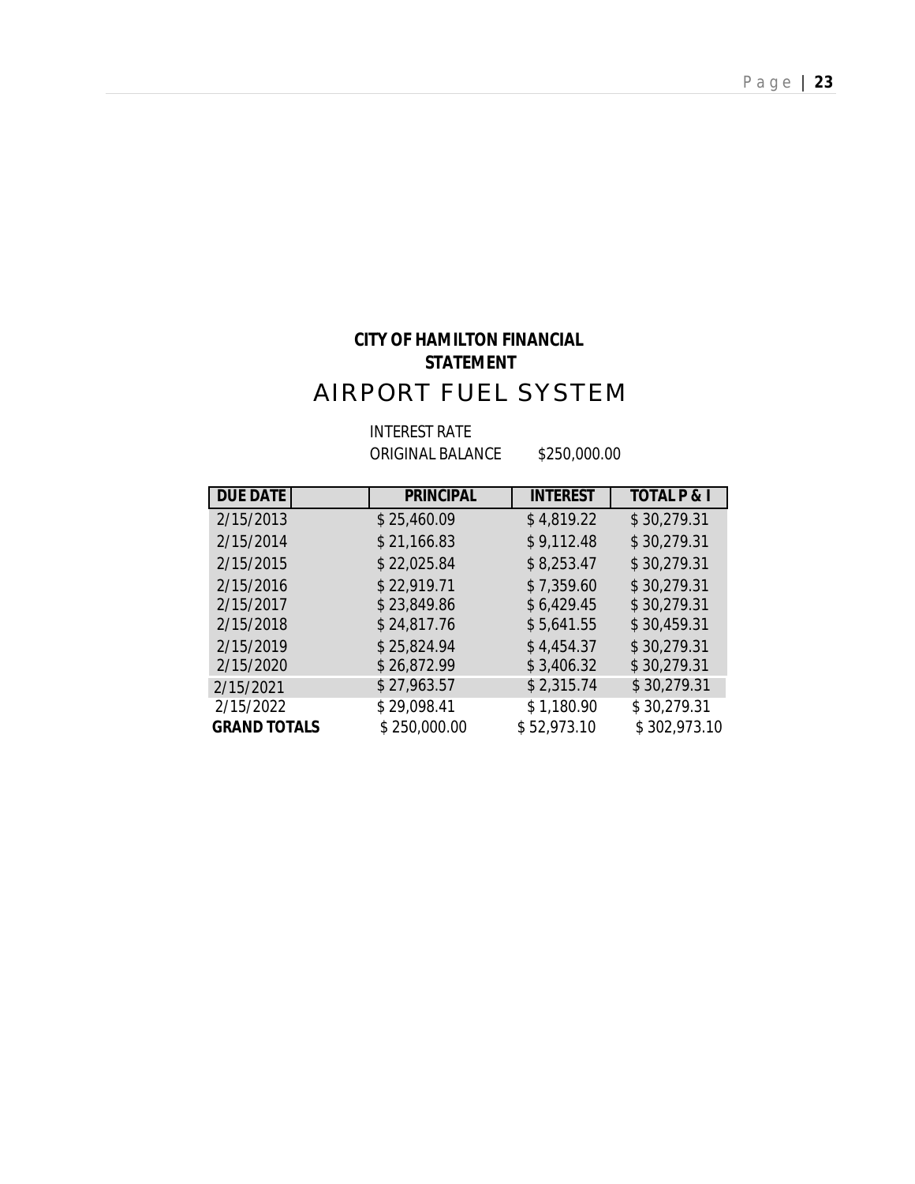**CITY OF HAMILTON FINANCIAL STATEMENT**

# AIRPORT FUEL SYSTEM

INTEREST RATE
ORIGINAL BALANCE $250,000.00

| DUE DATE | PRINCIPAL | INTEREST | TOTAL P & I |
|---|---|---|---|
| 2/15/2013 | $ 25,460.09 | $ 4,819.22 | $ 30,279.31 |
| 2/15/2014 | $ 21,166.83 | $ 9,112.48 | $ 30,279.31 |
| 2/15/2015 | $ 22,025.84 | $ 8,253.47 | $ 30,279.31 |
| 2/15/2016 | $ 22,919.71 | $ 7,359.60 | $ 30,279.31 |
| 2/15/2017 | $ 23,849.86 | $ 6,429.45 | $ 30,279.31 |
| 2/15/2018 | $ 24,817.76 | $ 5,641.55 | $ 30,459.31 |
| 2/15/2019 | $ 25,824.94 | $ 4,454.37 | $ 30,279.31 |
| 2/15/2020 | $ 26,872.99 | $ 3,406.32 | $ 30,279.31 |
| 2/15/2021 | $ 27,963.57 | $ 2,315.74 | $ 30,279.31 |
| 2/15/2022 | $ 29,098.41 | $ 1,180.90 | $ 30,279.31 |
| **GRAND TOTALS** | $ 250,000.00 | $ 52,973.10 | $ 302,973.10 |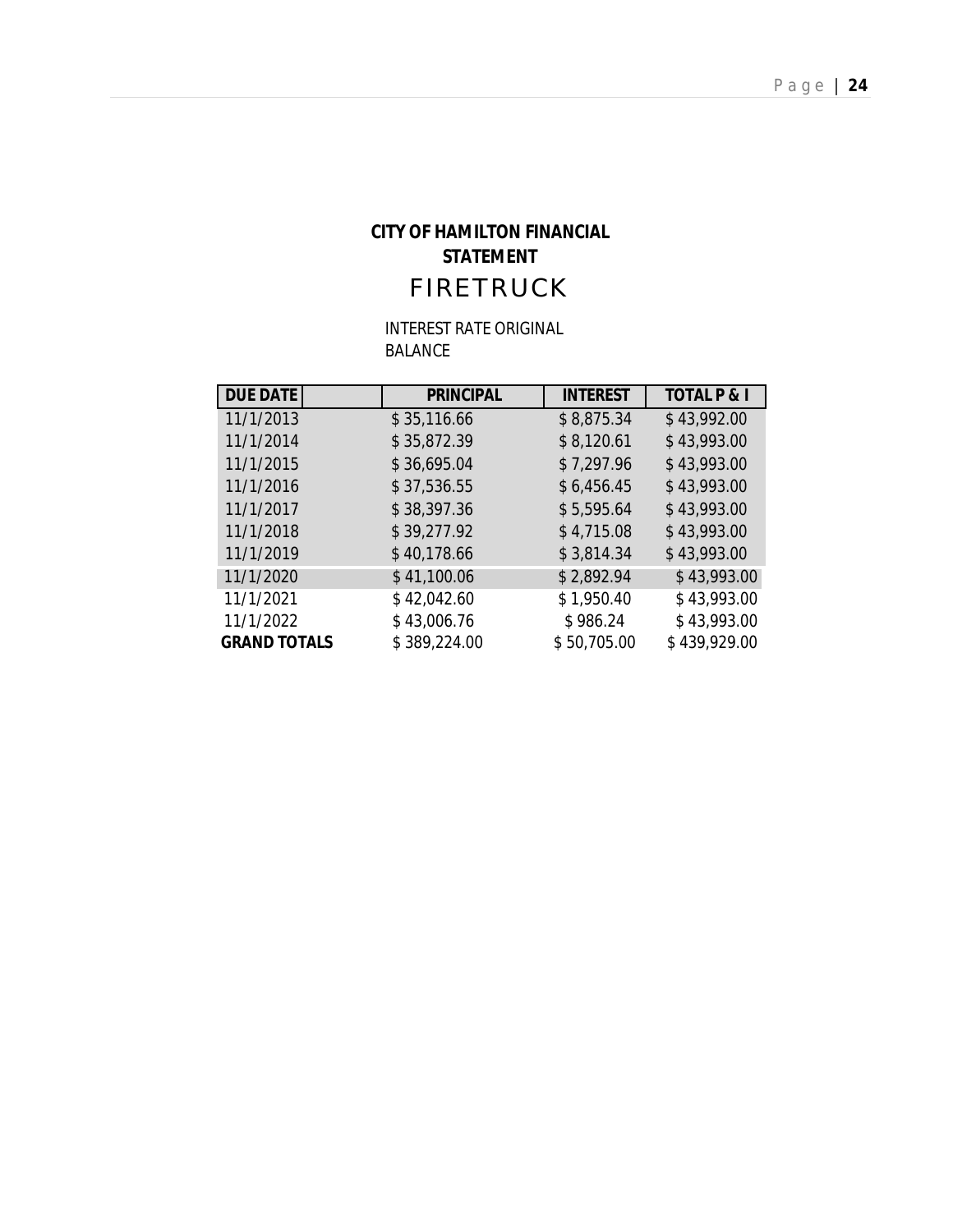**CITY OF HAMILTON FINANCIAL STATEMENT**

# FIRETRUCK

INTEREST RATE ORIGINAL BALANCE

| DUE DATE | PRINCIPAL | INTEREST | TOTAL P & I |
|---|---|---|---|
| 11/1/2013 | $ 35,116.66 | $ 8,875.34 | $ 43,992.00 |
| 11/1/2014 | $ 35,872.39 | $ 8,120.61 | $ 43,993.00 |
| 11/1/2015 | $ 36,695.04 | $ 7,297.96 | $ 43,993.00 |
| 11/1/2016 | $ 37,536.55 | $ 6,456.45 | $ 43,993.00 |
| 11/1/2017 | $ 38,397.36 | $ 5,595.64 | $ 43,993.00 |
| 11/1/2018 | $ 39,277.92 | $ 4,715.08 | $ 43,993.00 |
| 11/1/2019 | $ 40,178.66 | $ 3,814.34 | $ 43,993.00 |
| 11/1/2020 | $ 41,100.06 | $ 2,892.94 | $ 43,993.00 |
| 11/1/2021 | $ 42,042.60 | $ 1,950.40 | $ 43,993.00 |
| 11/1/2022 | $ 43,006.76 | $ 986.24 | $ 43,993.00 |
| **GRAND TOTALS** | $ 389,224.00 | $ 50,705.00 | $ 439,929.00 |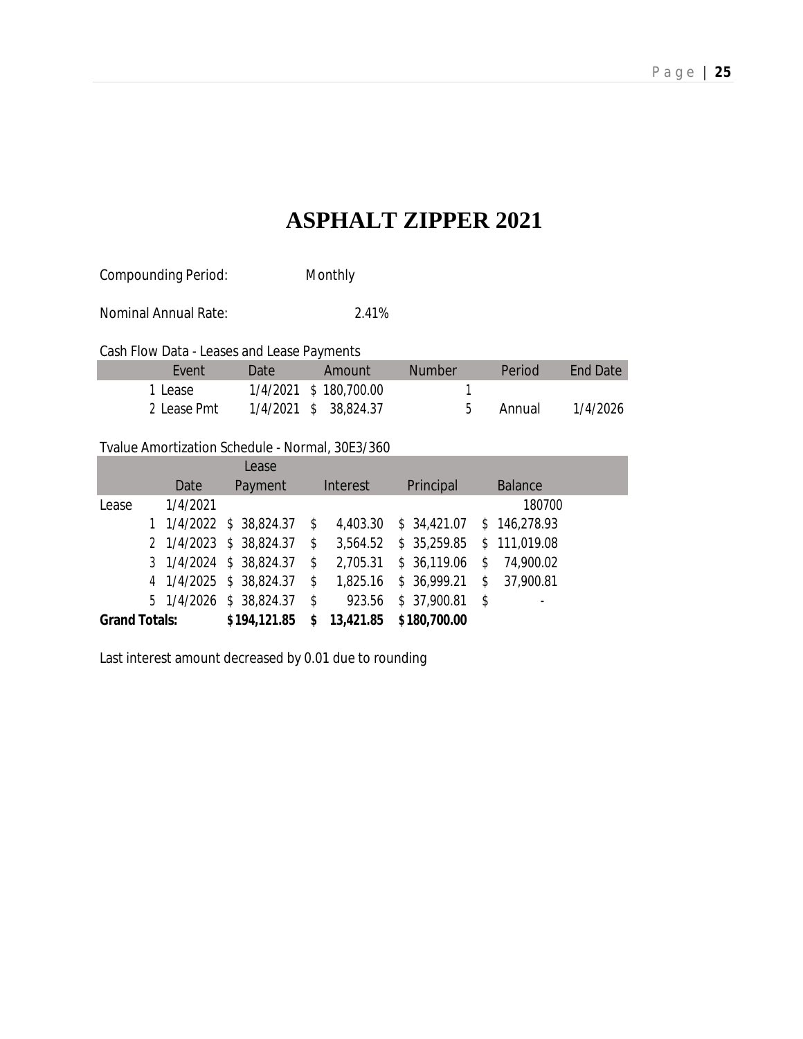# ASPHALT ZIPPER 2021

Compounding Period: Monthly

Nominal Annual Rate: 2.41%

Cash Flow Data - Leases and Lease Payments

| | Event | Date | Amount | Number | Period | End Date |
|---|---|---|---|---|---|---|
| 1 | Lease | 1/4/2021 | $ 180,700.00 | 1 | | |
| 2 | Lease Pmt | 1/4/2021 | $ 38,824.37 | 5 | Annual | 1/4/2026 |

Tvalue Amortization Schedule - Normal, 30E3/360

| | | Date | Lease Payment | Interest | Principal | Balance |
|---|---|---|---|---|---|---|
| Lease | | 1/4/2021 | | | | 180700 |
| | 1 | 1/4/2022 | $ 38,824.37 | $ 4,403.30 | $ 34,421.07 | $ 146,278.93 |
| | 2 | 1/4/2023 | $ 38,824.37 | $ 3,564.52 | $ 35,259.85 | $ 111,019.08 |
| | 3 | 1/4/2024 | $ 38,824.37 | $ 2,705.31 | $ 36,119.06 | $ 74,900.02 |
| | 4 | 1/4/2025 | $ 38,824.37 | $ 1,825.16 | $ 36,999.21 | $ 37,900.81 |
| | 5 | 1/4/2026 | $ 38,824.37 | $ 923.56 | $ 37,900.81 | $ - |
| **Grand Totals:** | | | **$194,121.85** | **$ 13,421.85** | **$180,700.00** | |

Last interest amount decreased by 0.01 due to rounding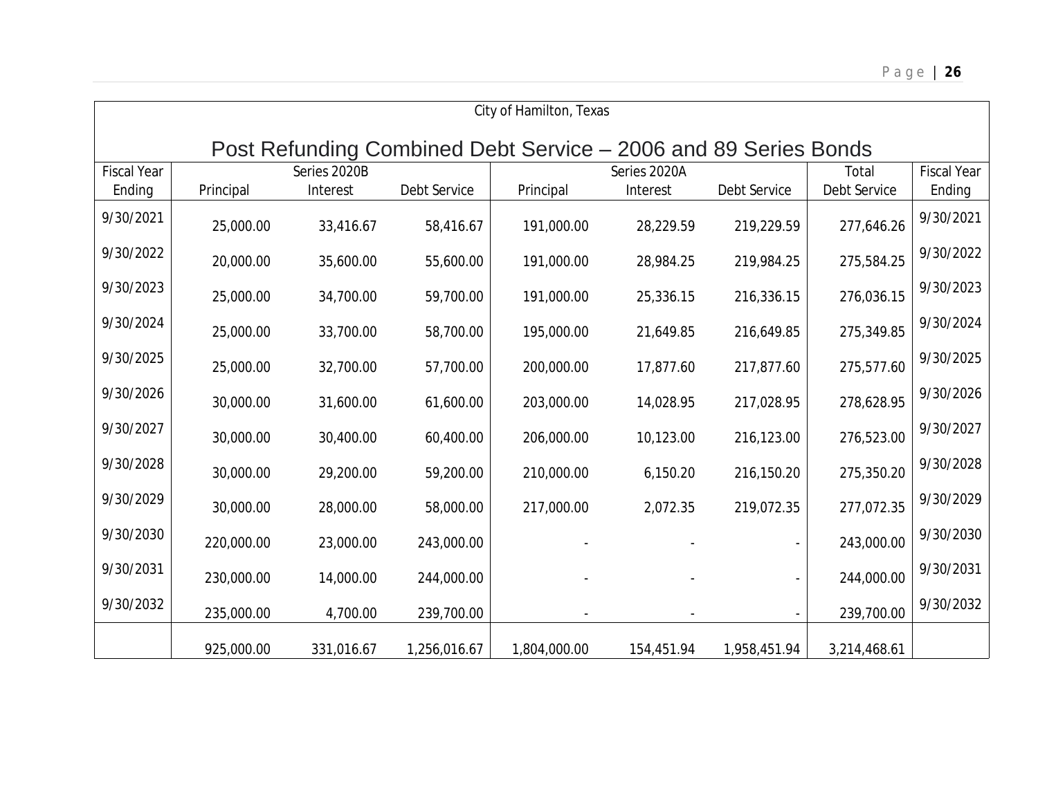City of Hamilton, Texas

## Post Refunding Combined Debt Service – 2006 and 89 Series Bonds

| Fiscal Year | Series 2020B | | | Series 2020A | | | Total | Fiscal Year |
|---|---|---|---|---|---|---|---|---|
| Ending | Principal | Interest | Debt Service | Principal | Interest | Debt Service | Debt Service | Ending |
| 9/30/2021 | 25,000.00 | 33,416.67 | 58,416.67 | 191,000.00 | 28,229.59 | 219,229.59 | 277,646.26 | 9/30/2021 |
| 9/30/2022 | 20,000.00 | 35,600.00 | 55,600.00 | 191,000.00 | 28,984.25 | 219,984.25 | 275,584.25 | 9/30/2022 |
| 9/30/2023 | 25,000.00 | 34,700.00 | 59,700.00 | 191,000.00 | 25,336.15 | 216,336.15 | 276,036.15 | 9/30/2023 |
| 9/30/2024 | 25,000.00 | 33,700.00 | 58,700.00 | 195,000.00 | 21,649.85 | 216,649.85 | 275,349.85 | 9/30/2024 |
| 9/30/2025 | 25,000.00 | 32,700.00 | 57,700.00 | 200,000.00 | 17,877.60 | 217,877.60 | 275,577.60 | 9/30/2025 |
| 9/30/2026 | 30,000.00 | 31,600.00 | 61,600.00 | 203,000.00 | 14,028.95 | 217,028.95 | 278,628.95 | 9/30/2026 |
| 9/30/2027 | 30,000.00 | 30,400.00 | 60,400.00 | 206,000.00 | 10,123.00 | 216,123.00 | 276,523.00 | 9/30/2027 |
| 9/30/2028 | 30,000.00 | 29,200.00 | 59,200.00 | 210,000.00 | 6,150.20 | 216,150.20 | 275,350.20 | 9/30/2028 |
| 9/30/2029 | 30,000.00 | 28,000.00 | 58,000.00 | 217,000.00 | 2,072.35 | 219,072.35 | 277,072.35 | 9/30/2029 |
| 9/30/2030 | 220,000.00 | 23,000.00 | 243,000.00 | - | - | - | 243,000.00 | 9/30/2030 |
| 9/30/2031 | 230,000.00 | 14,000.00 | 244,000.00 | - | - | - | 244,000.00 | 9/30/2031 |
| 9/30/2032 | 235,000.00 | 4,700.00 | 239,700.00 | - | - | - | 239,700.00 | 9/30/2032 |
| | 925,000.00 | 331,016.67 | 1,256,016.67 | 1,804,000.00 | 154,451.94 | 1,958,451.94 | 3,214,468.61 | |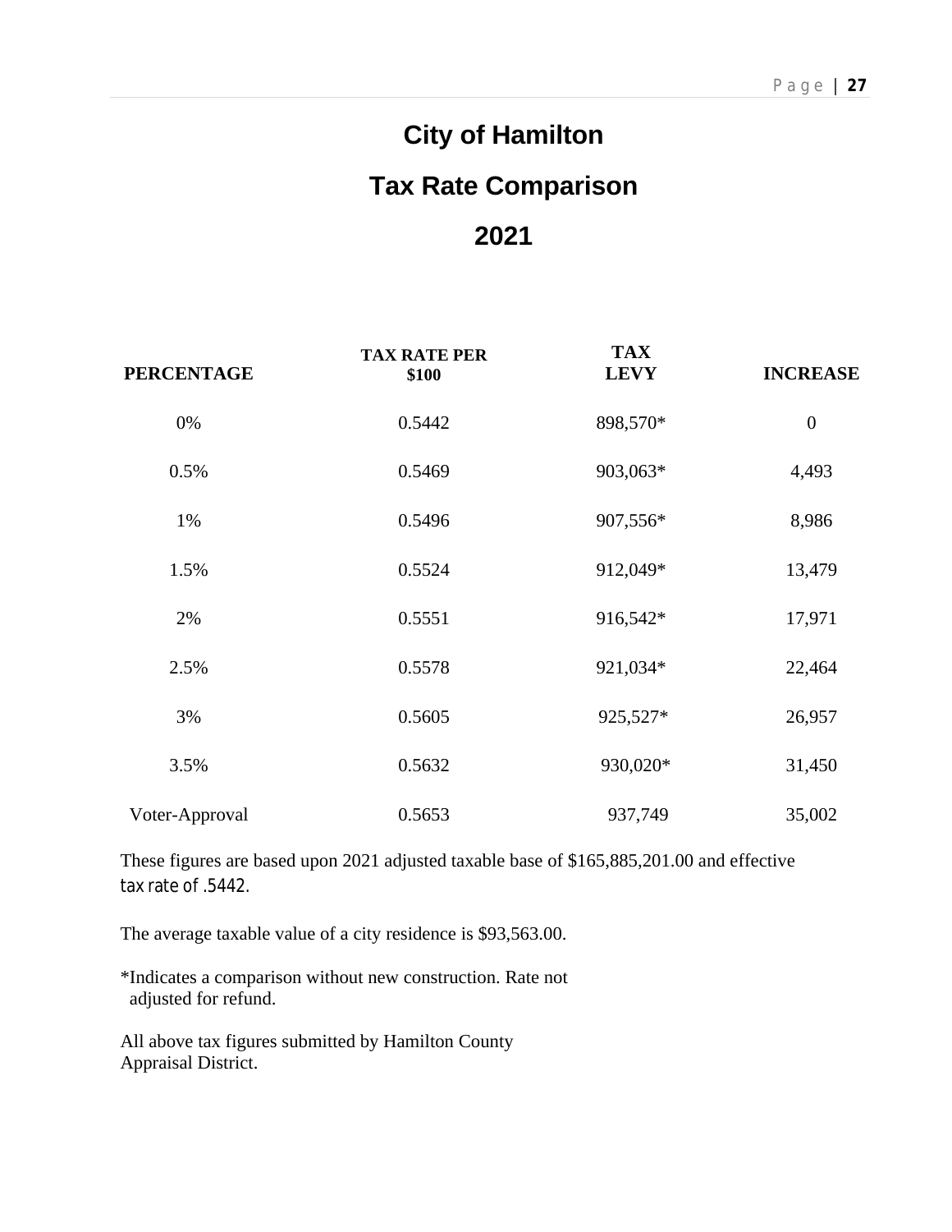# City of Hamilton

# Tax Rate Comparison

# 2021

| PERCENTAGE | TAX RATE PER $100 | TAX LEVY | INCREASE |
|---|---|---|---|
| 0% | 0.5442 | 898,570* | 0 |
| 0.5% | 0.5469 | 903,063* | 4,493 |
| 1% | 0.5496 | 907,556* | 8,986 |
| 1.5% | 0.5524 | 912,049* | 13,479 |
| 2% | 0.5551 | 916,542* | 17,971 |
| 2.5% | 0.5578 | 921,034* | 22,464 |
| 3% | 0.5605 | 925,527* | 26,957 |
| 3.5% | 0.5632 | 930,020* | 31,450 |
| Voter-Approval | 0.5653 | 937,749 | 35,002 |

These figures are based upon 2021 adjusted taxable base of $165,885,201.00 and effective tax rate of .5442.

The average taxable value of a city residence is $93,563.00.

*Indicates a comparison without new construction. Rate not adjusted for refund.

All above tax figures submitted by Hamilton County Appraisal District.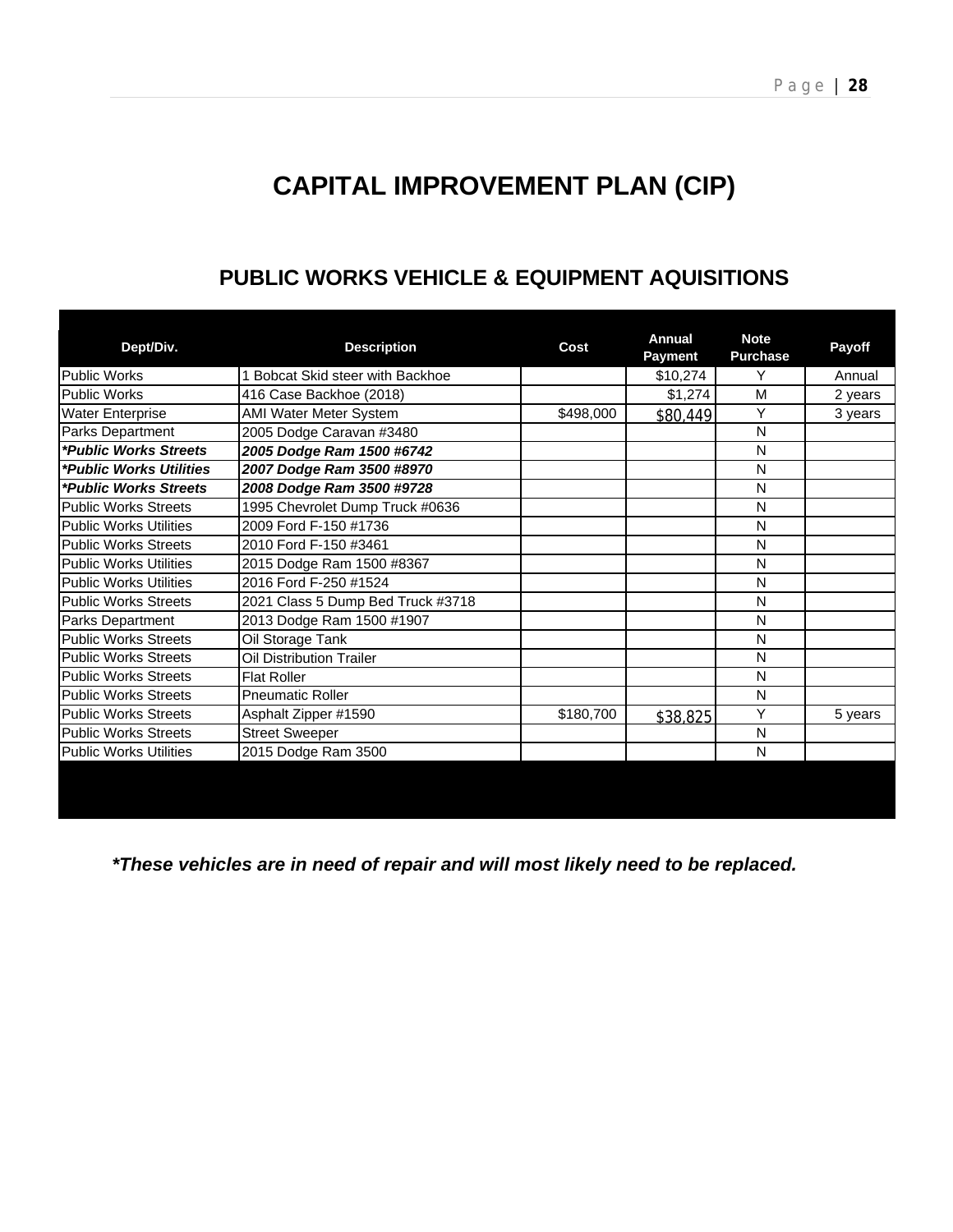# CAPITAL IMPROVEMENT PLAN (CIP)

## PUBLIC WORKS VEHICLE & EQUIPMENT AQUISITIONS

| Dept/Div. | Description | Cost | Annual Payment | Note Purchase | Payoff |
|---|---|---|---|---|---|
| Public Works | 1 Bobcat Skid steer with Backhoe | | $10,274 | Y | Annual |
| Public Works | 416 Case Backhoe (2018) | | $1,274 | M | 2 years |
| Water Enterprise | AMI Water Meter System | $498,000 | $80,449 | Y | 3 years |
| Parks Department | 2005 Dodge Caravan #3480 | | | N | |
| ***Public Works Streets** | ***2005 Dodge Ram 1500 #6742*** | | | N | |
| ***Public Works Utilities** | ***2007 Dodge Ram 3500 #8970*** | | | N | |
| ***Public Works Streets** | ***2008 Dodge Ram 3500 #9728*** | | | N | |
| Public Works Streets | 1995 Chevrolet Dump Truck #0636 | | | N | |
| Public Works Utilities | 2009 Ford F-150 #1736 | | | N | |
| Public Works Streets | 2010 Ford F-150 #3461 | | | N | |
| Public Works Utilities | 2015 Dodge Ram 1500 #8367 | | | N | |
| Public Works Utilities | 2016 Ford F-250 #1524 | | | N | |
| Public Works Streets | 2021 Class 5 Dump Bed Truck #3718 | | | N | |
| Parks Department | 2013 Dodge Ram 1500 #1907 | | | N | |
| Public Works Streets | Oil Storage Tank | | | N | |
| Public Works Streets | Oil Distribution Trailer | | | N | |
| Public Works Streets | Flat Roller | | | N | |
| Public Works Streets | Pneumatic Roller | | | N | |
| Public Works Streets | Asphalt Zipper #1590 | $180,700 | $38,825 | Y | 5 years |
| Public Works Streets | Street Sweeper | | | N | |
| Public Works Utilities | 2015 Dodge Ram 3500 | | | N | |

***These vehicles are in need of repair and will most likely need to be replaced.***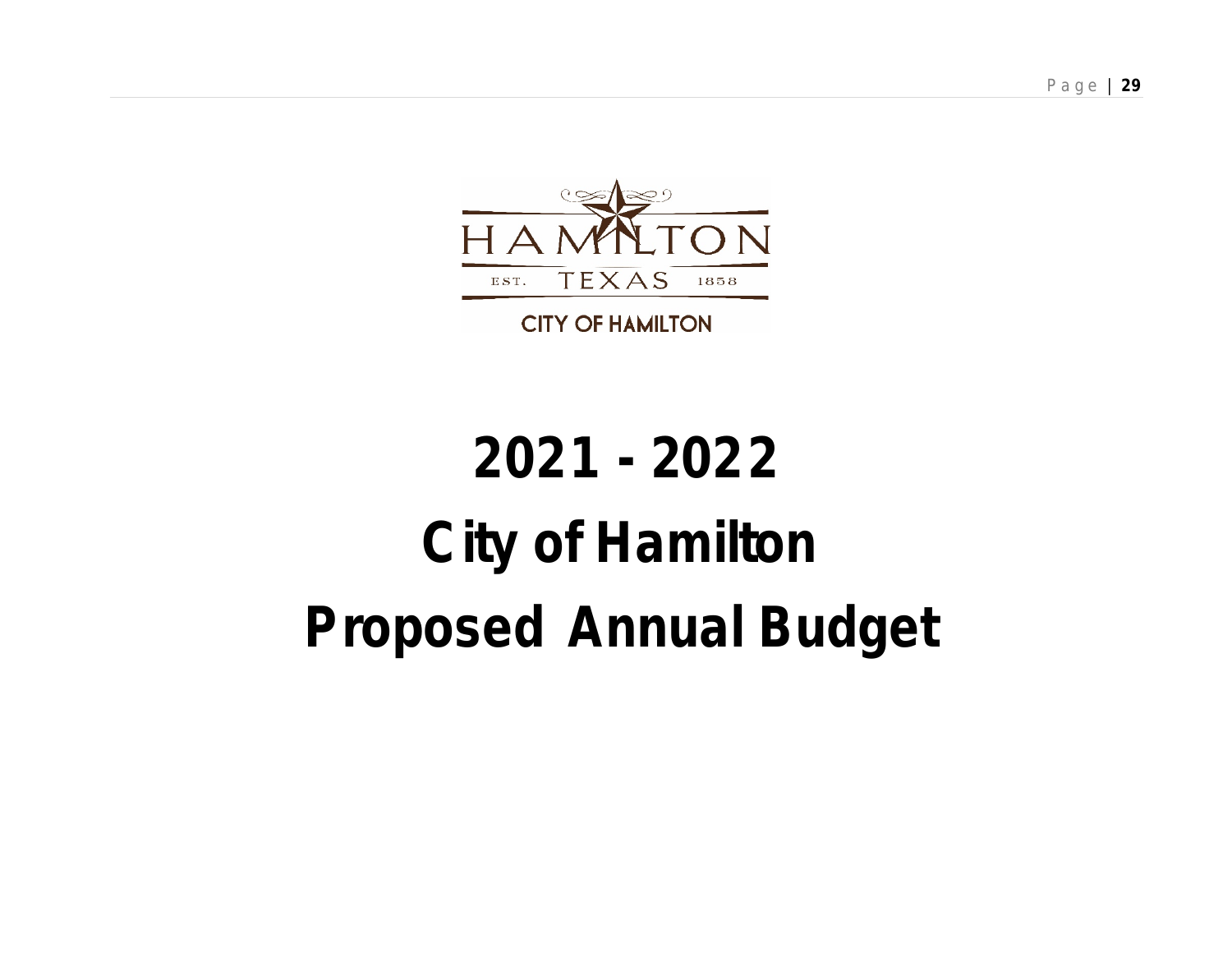HAMILTON

EST. TEXAS 1858

CITY OF HAMILTON

# 2021 - 2022

# City of Hamilton

# Proposed Annual Budget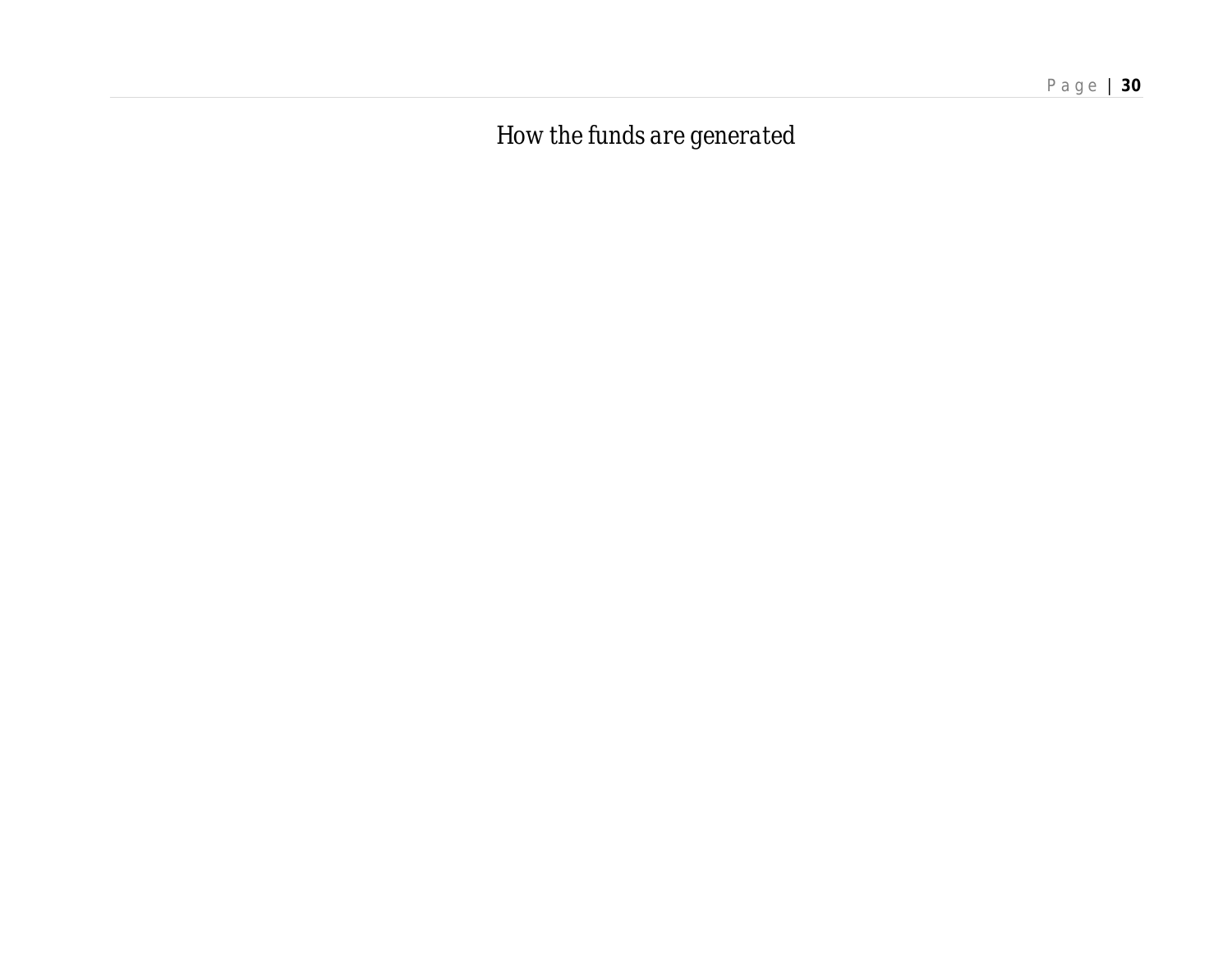*How the funds are generated*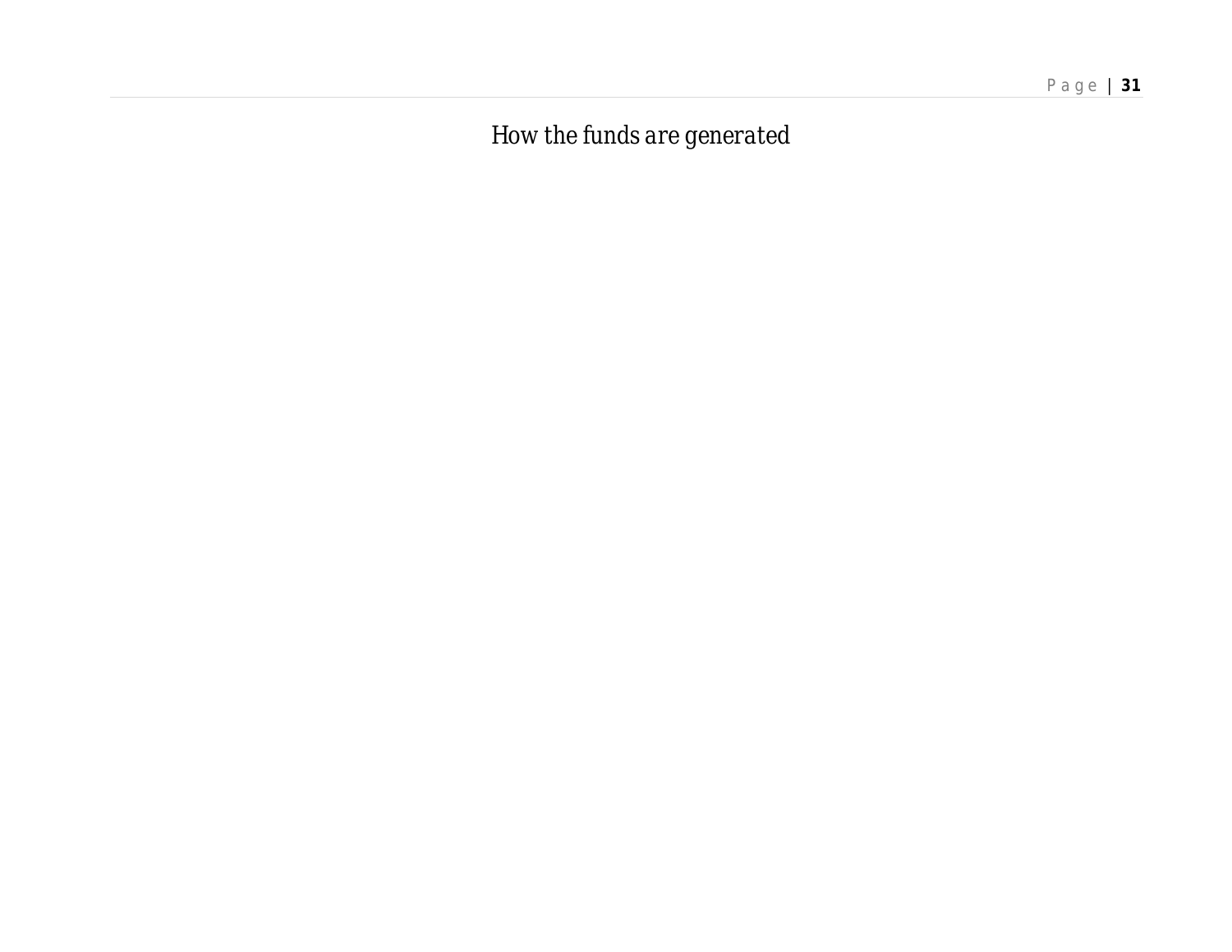*How the funds are generated*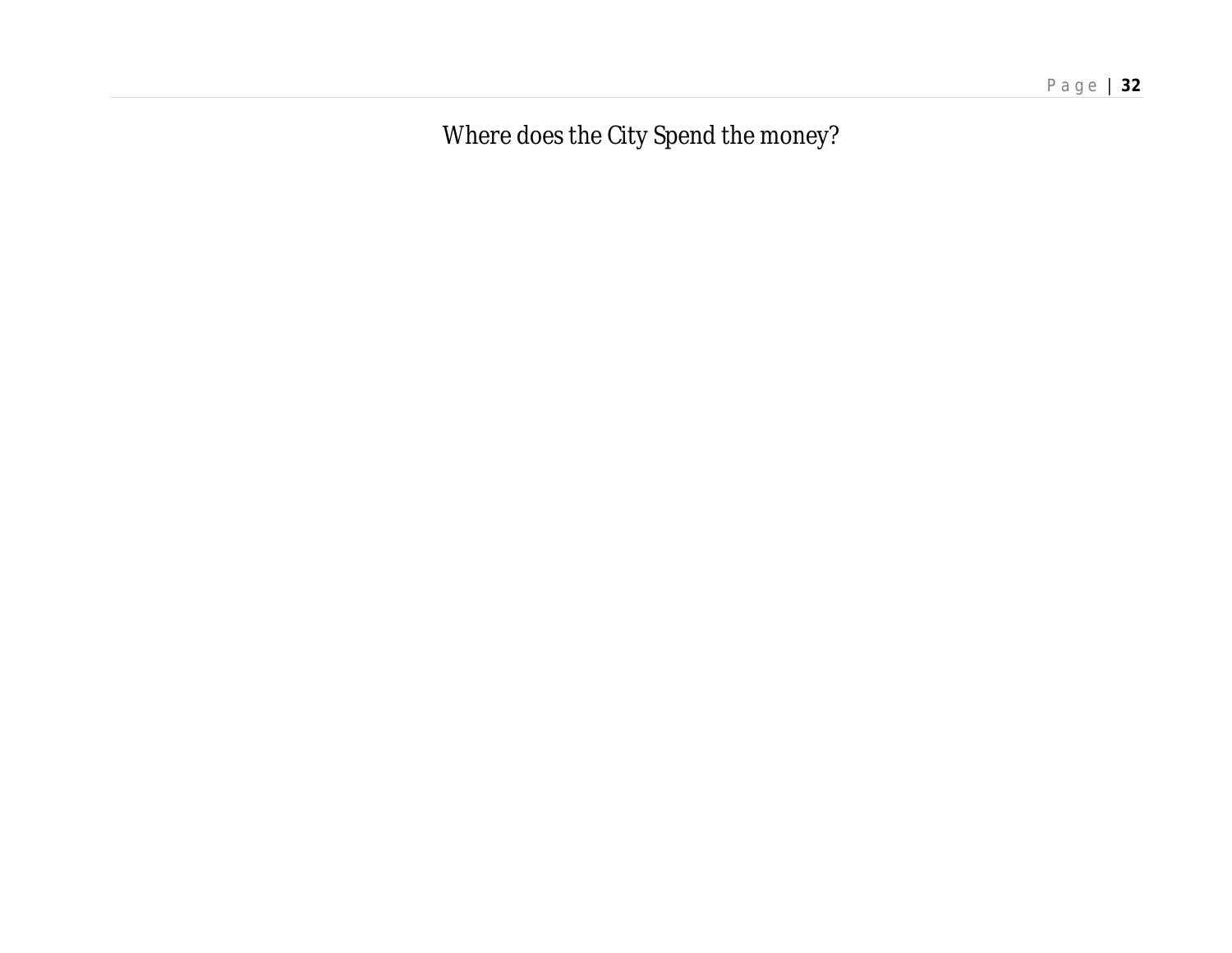Where does the City Spend the money?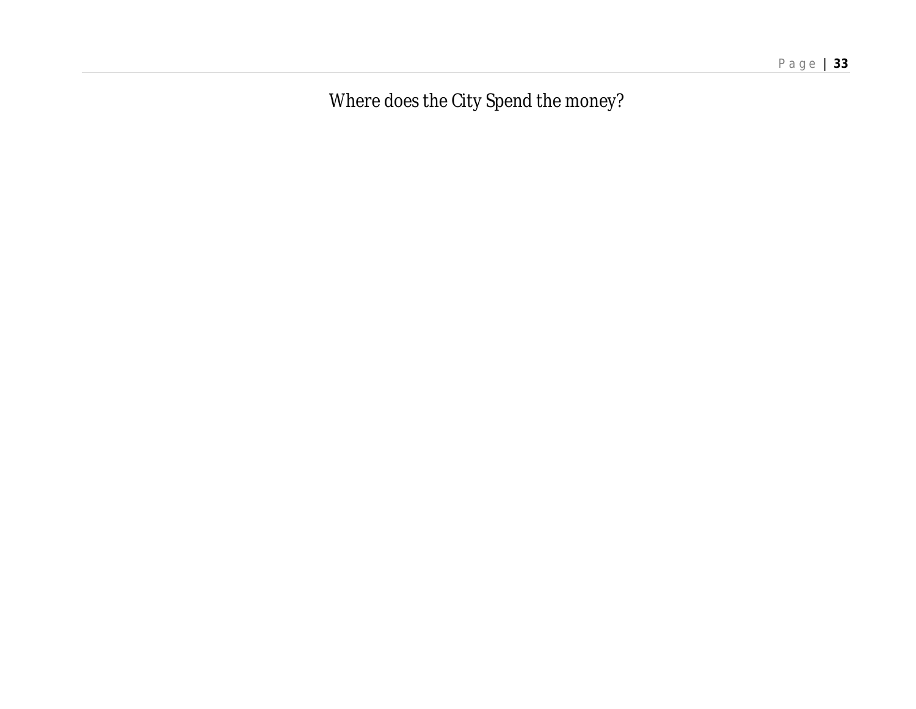# Where does the City Spend the money?